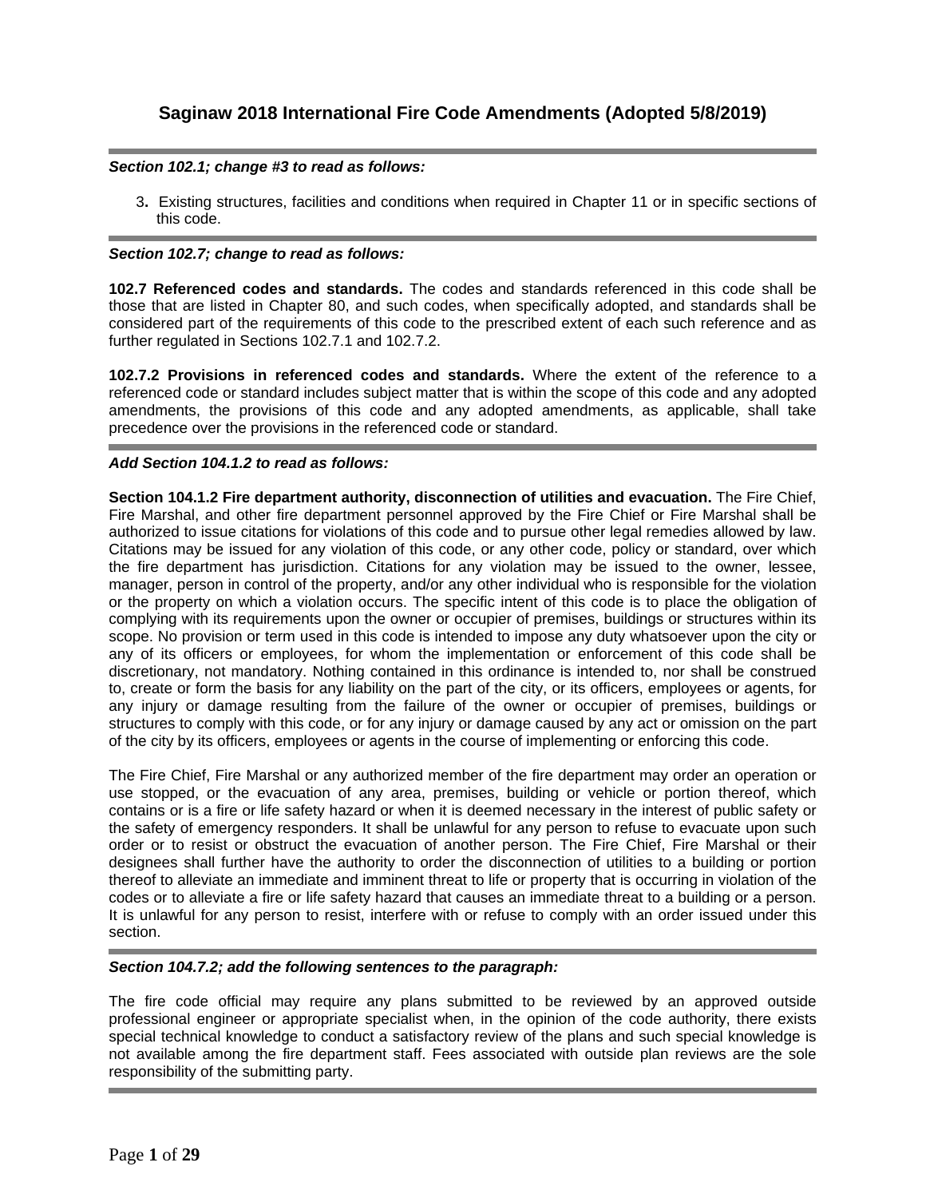# Saginaw 2018 International Fire Code Amendments (Adopted 5/8/2019)

---

***Section 102.1; change #3 to read as follows:***

3. Existing structures, facilities and conditions when required in Chapter 11 or in specific sections of this code.

---

***Section 102.7; change to read as follows:***

**102.7 Referenced codes and standards.** The codes and standards referenced in this code shall be those that are listed in Chapter 80, and such codes, when specifically adopted, and standards shall be considered part of the requirements of this code to the prescribed extent of each such reference and as further regulated in Sections 102.7.1 and 102.7.2.

**102.7.2 Provisions in referenced codes and standards.** Where the extent of the reference to a referenced code or standard includes subject matter that is within the scope of this code and any adopted amendments, the provisions of this code and any adopted amendments, as applicable, shall take precedence over the provisions in the referenced code or standard.

---

***Add Section 104.1.2 to read as follows:***

**Section 104.1.2 Fire department authority, disconnection of utilities and evacuation.** The Fire Chief, Fire Marshal, and other fire department personnel approved by the Fire Chief or Fire Marshal shall be authorized to issue citations for violations of this code and to pursue other legal remedies allowed by law. Citations may be issued for any violation of this code, or any other code, policy or standard, over which the fire department has jurisdiction. Citations for any violation may be issued to the owner, lessee, manager, person in control of the property, and/or any other individual who is responsible for the violation or the property on which a violation occurs. The specific intent of this code is to place the obligation of complying with its requirements upon the owner or occupier of premises, buildings or structures within its scope. No provision or term used in this code is intended to impose any duty whatsoever upon the city or any of its officers or employees, for whom the implementation or enforcement of this code shall be discretionary, not mandatory. Nothing contained in this ordinance is intended to, nor shall be construed to, create or form the basis for any liability on the part of the city, or its officers, employees or agents, for any injury or damage resulting from the failure of the owner or occupier of premises, buildings or structures to comply with this code, or for any injury or damage caused by any act or omission on the part of the city by its officers, employees or agents in the course of implementing or enforcing this code.

The Fire Chief, Fire Marshal or any authorized member of the fire department may order an operation or use stopped, or the evacuation of any area, premises, building or vehicle or portion thereof, which contains or is a fire or life safety hazard or when it is deemed necessary in the interest of public safety or the safety of emergency responders. It shall be unlawful for any person to refuse to evacuate upon such order or to resist or obstruct the evacuation of another person. The Fire Chief, Fire Marshal or their designees shall further have the authority to order the disconnection of utilities to a building or portion thereof to alleviate an immediate and imminent threat to life or property that is occurring in violation of the codes or to alleviate a fire or life safety hazard that causes an immediate threat to a building or a person. It is unlawful for any person to resist, interfere with or refuse to comply with an order issued under this section.

---

***Section 104.7.2; add the following sentences to the paragraph:***

The fire code official may require any plans submitted to be reviewed by an approved outside professional engineer or appropriate specialist when, in the opinion of the code authority, there exists special technical knowledge to conduct a satisfactory review of the plans and such special knowledge is not available among the fire department staff. Fees associated with outside plan reviews are the sole responsibility of the submitting party.

---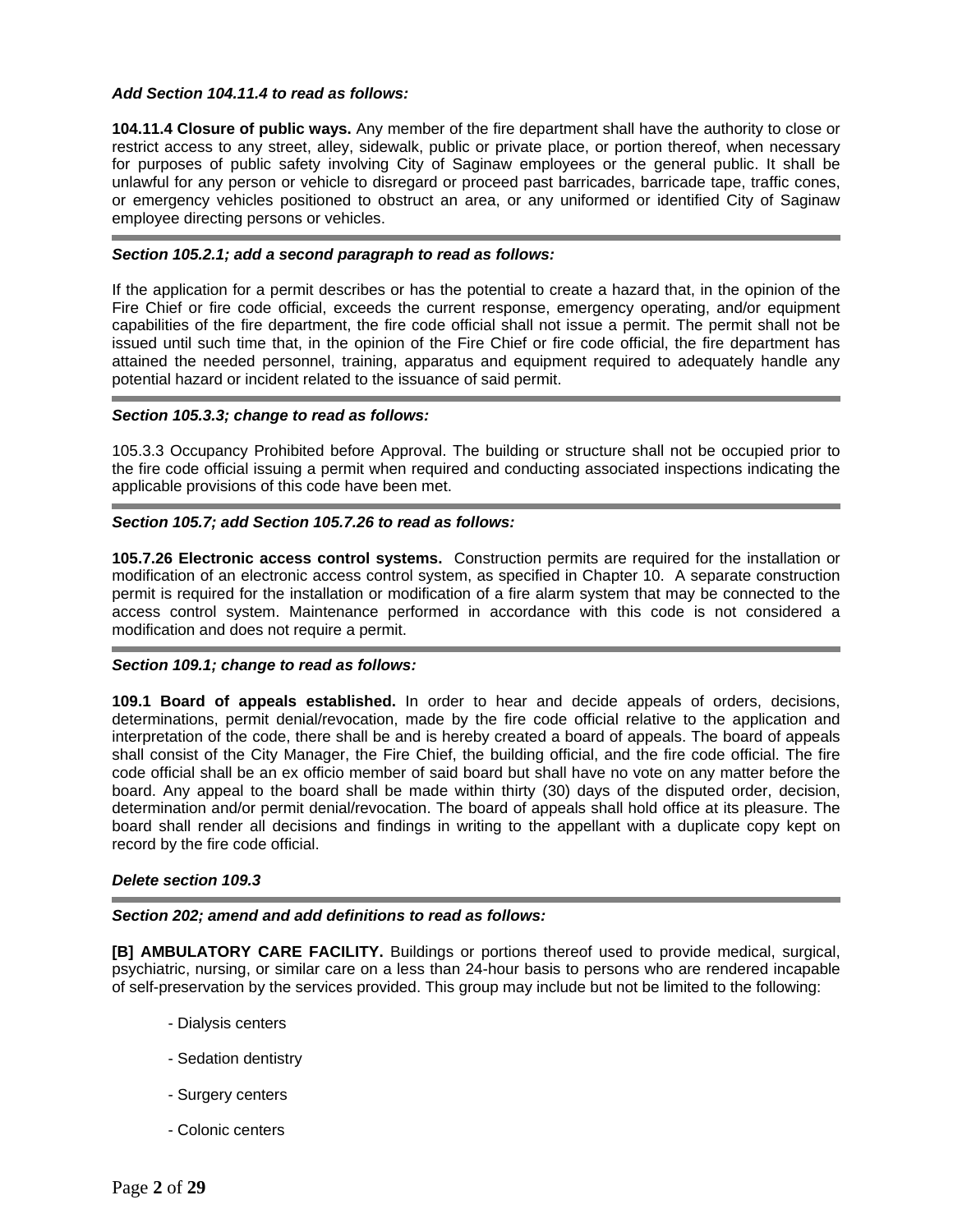***Add Section 104.11.4 to read as follows:***

**104.11.4 Closure of public ways.** Any member of the fire department shall have the authority to close or restrict access to any street, alley, sidewalk, public or private place, or portion thereof, when necessary for purposes of public safety involving City of Saginaw employees or the general public. It shall be unlawful for any person or vehicle to disregard or proceed past barricades, barricade tape, traffic cones, or emergency vehicles positioned to obstruct an area, or any uniformed or identified City of Saginaw employee directing persons or vehicles.

---

***Section 105.2.1; add a second paragraph to read as follows:***

If the application for a permit describes or has the potential to create a hazard that, in the opinion of the Fire Chief or fire code official, exceeds the current response, emergency operating, and/or equipment capabilities of the fire department, the fire code official shall not issue a permit. The permit shall not be issued until such time that, in the opinion of the Fire Chief or fire code official, the fire department has attained the needed personnel, training, apparatus and equipment required to adequately handle any potential hazard or incident related to the issuance of said permit.

---

***Section 105.3.3; change to read as follows:***

105.3.3 Occupancy Prohibited before Approval. The building or structure shall not be occupied prior to the fire code official issuing a permit when required and conducting associated inspections indicating the applicable provisions of this code have been met.

---

***Section 105.7; add Section 105.7.26 to read as follows:***

**105.7.26 Electronic access control systems.** Construction permits are required for the installation or modification of an electronic access control system, as specified in Chapter 10. A separate construction permit is required for the installation or modification of a fire alarm system that may be connected to the access control system. Maintenance performed in accordance with this code is not considered a modification and does not require a permit.

---

***Section 109.1; change to read as follows:***

**109.1 Board of appeals established.** In order to hear and decide appeals of orders, decisions, determinations, permit denial/revocation, made by the fire code official relative to the application and interpretation of the code, there shall be and is hereby created a board of appeals. The board of appeals shall consist of the City Manager, the Fire Chief, the building official, and the fire code official. The fire code official shall be an ex officio member of said board but shall have no vote on any matter before the board. Any appeal to the board shall be made within thirty (30) days of the disputed order, decision, determination and/or permit denial/revocation. The board of appeals shall hold office at its pleasure. The board shall render all decisions and findings in writing to the appellant with a duplicate copy kept on record by the fire code official.

***Delete section 109.3***

---

***Section 202; amend and add definitions to read as follows:***

**[B] AMBULATORY CARE FACILITY.** Buildings or portions thereof used to provide medical, surgical, psychiatric, nursing, or similar care on a less than 24-hour basis to persons who are rendered incapable of self-preservation by the services provided. This group may include but not be limited to the following:

- Dialysis centers
- Sedation dentistry
- Surgery centers
- Colonic centers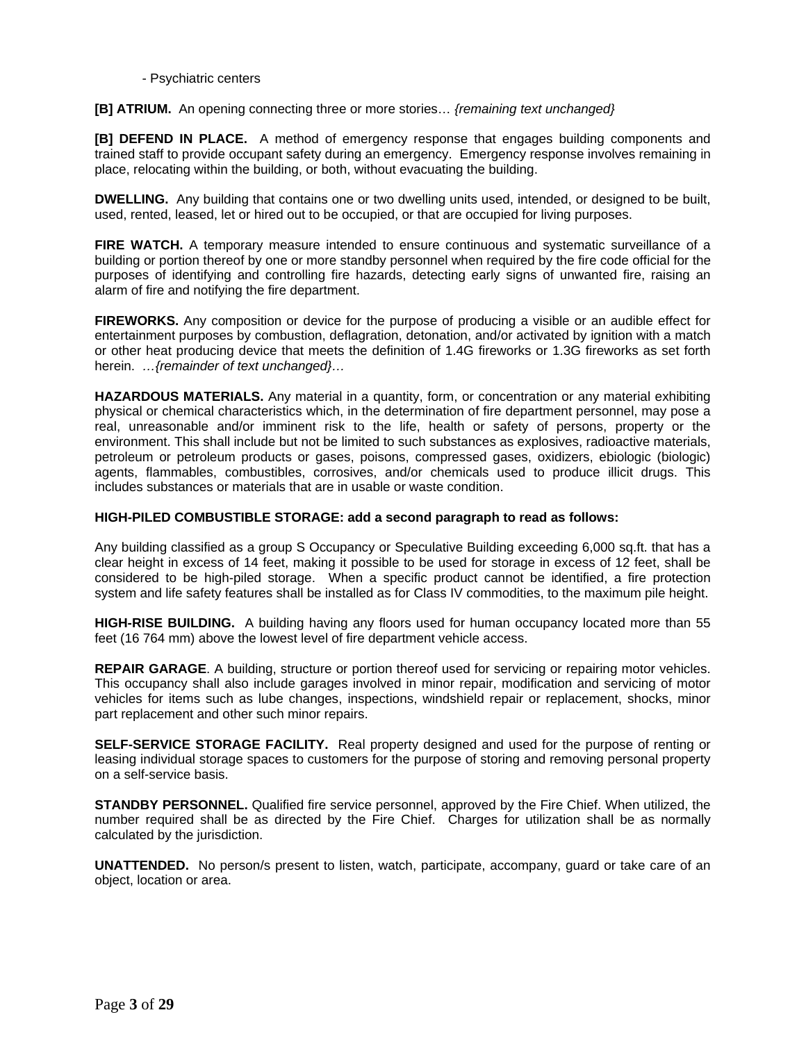- Psychiatric centers

**[B] ATRIUM.** An opening connecting three or more stories… *{remaining text unchanged}*

**[B] DEFEND IN PLACE.** A method of emergency response that engages building components and trained staff to provide occupant safety during an emergency. Emergency response involves remaining in place, relocating within the building, or both, without evacuating the building.

**DWELLING.** Any building that contains one or two dwelling units used, intended, or designed to be built, used, rented, leased, let or hired out to be occupied, or that are occupied for living purposes.

**FIRE WATCH.** A temporary measure intended to ensure continuous and systematic surveillance of a building or portion thereof by one or more standby personnel when required by the fire code official for the purposes of identifying and controlling fire hazards, detecting early signs of unwanted fire, raising an alarm of fire and notifying the fire department.

**FIREWORKS.** Any composition or device for the purpose of producing a visible or an audible effect for entertainment purposes by combustion, deflagration, detonation, and/or activated by ignition with a match or other heat producing device that meets the definition of 1.4G fireworks or 1.3G fireworks as set forth herein. *…{remainder of text unchanged}…*

**HAZARDOUS MATERIALS.** Any material in a quantity, form, or concentration or any material exhibiting physical or chemical characteristics which, in the determination of fire department personnel, may pose a real, unreasonable and/or imminent risk to the life, health or safety of persons, property or the environment. This shall include but not be limited to such substances as explosives, radioactive materials, petroleum or petroleum products or gases, poisons, compressed gases, oxidizers, ebiologic (biologic) agents, flammables, combustibles, corrosives, and/or chemicals used to produce illicit drugs. This includes substances or materials that are in usable or waste condition.

**HIGH-PILED COMBUSTIBLE STORAGE: add a second paragraph to read as follows:**

Any building classified as a group S Occupancy or Speculative Building exceeding 6,000 sq.ft. that has a clear height in excess of 14 feet, making it possible to be used for storage in excess of 12 feet, shall be considered to be high-piled storage. When a specific product cannot be identified, a fire protection system and life safety features shall be installed as for Class IV commodities, to the maximum pile height.

**HIGH-RISE BUILDING.** A building having any floors used for human occupancy located more than 55 feet (16 764 mm) above the lowest level of fire department vehicle access.

**REPAIR GARAGE**. A building, structure or portion thereof used for servicing or repairing motor vehicles. This occupancy shall also include garages involved in minor repair, modification and servicing of motor vehicles for items such as lube changes, inspections, windshield repair or replacement, shocks, minor part replacement and other such minor repairs.

**SELF-SERVICE STORAGE FACILITY.** Real property designed and used for the purpose of renting or leasing individual storage spaces to customers for the purpose of storing and removing personal property on a self-service basis.

**STANDBY PERSONNEL.** Qualified fire service personnel, approved by the Fire Chief. When utilized, the number required shall be as directed by the Fire Chief. Charges for utilization shall be as normally calculated by the jurisdiction.

**UNATTENDED.** No person/s present to listen, watch, participate, accompany, guard or take care of an object, location or area.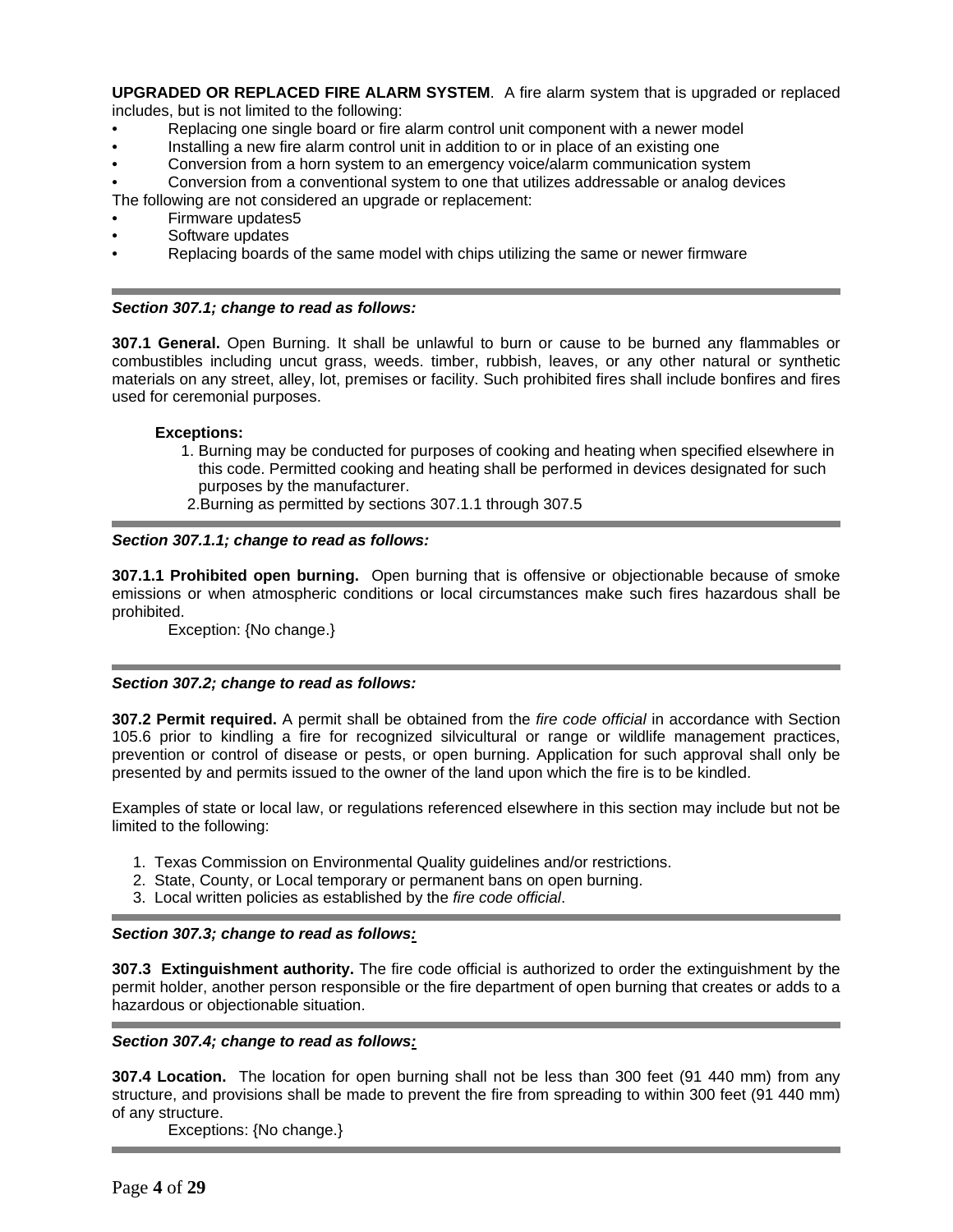**UPGRADED OR REPLACED FIRE ALARM SYSTEM**. A fire alarm system that is upgraded or replaced includes, but is not limited to the following:

- Replacing one single board or fire alarm control unit component with a newer model
- Installing a new fire alarm control unit in addition to or in place of an existing one
- Conversion from a horn system to an emergency voice/alarm communication system
- Conversion from a conventional system to one that utilizes addressable or analog devices

The following are not considered an upgrade or replacement:

- Firmware updates5
- Software updates
- Replacing boards of the same model with chips utilizing the same or newer firmware

---

***Section 307.1; change to read as follows:***

**307.1 General.** Open Burning. It shall be unlawful to burn or cause to be burned any flammables or combustibles including uncut grass, weeds. timber, rubbish, leaves, or any other natural or synthetic materials on any street, alley, lot, premises or facility. Such prohibited fires shall include bonfires and fires used for ceremonial purposes.

**Exceptions:**

1. Burning may be conducted for purposes of cooking and heating when specified elsewhere in this code. Permitted cooking and heating shall be performed in devices designated for such purposes by the manufacturer.
2. Burning as permitted by sections 307.1.1 through 307.5

---

***Section 307.1.1; change to read as follows:***

**307.1.1 Prohibited open burning.** Open burning that is offensive or objectionable because of smoke emissions or when atmospheric conditions or local circumstances make such fires hazardous shall be prohibited.

Exception: {No change.}

---

***Section 307.2; change to read as follows:***

**307.2 Permit required.** A permit shall be obtained from the *fire code official* in accordance with Section 105.6 prior to kindling a fire for recognized silvicultural or range or wildlife management practices, prevention or control of disease or pests, or open burning. Application for such approval shall only be presented by and permits issued to the owner of the land upon which the fire is to be kindled.

Examples of state or local law, or regulations referenced elsewhere in this section may include but not be limited to the following:

1. Texas Commission on Environmental Quality guidelines and/or restrictions.
2. State, County, or Local temporary or permanent bans on open burning.
3. Local written policies as established by the *fire code official*.

---

***Section 307.3; change to read as follows:***

**307.3 Extinguishment authority.** The fire code official is authorized to order the extinguishment by the permit holder, another person responsible or the fire department of open burning that creates or adds to a hazardous or objectionable situation.

---

***Section 307.4; change to read as follows:***

**307.4 Location.** The location for open burning shall not be less than 300 feet (91 440 mm) from any structure, and provisions shall be made to prevent the fire from spreading to within 300 feet (91 440 mm) of any structure.

Exceptions: {No change.}

---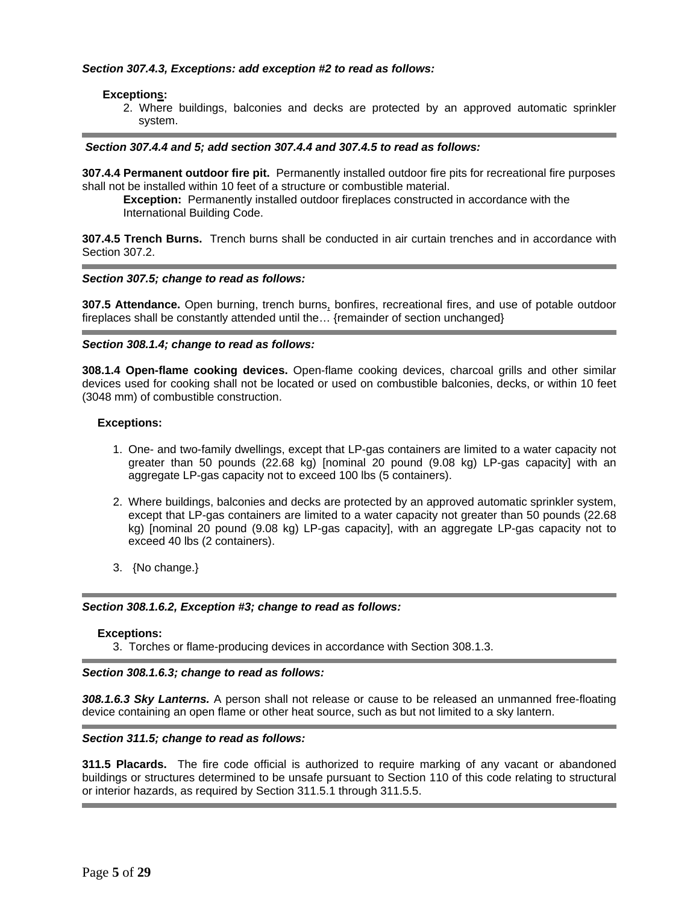***Section 307.4.3, Exceptions: add exception #2 to read as follows:***

**Exceptions:**

2. Where buildings, balconies and decks are protected by an approved automatic sprinkler system.

---

***Section 307.4.4 and 5; add section 307.4.4 and 307.4.5 to read as follows:***

**307.4.4 Permanent outdoor fire pit.** Permanently installed outdoor fire pits for recreational fire purposes shall not be installed within 10 feet of a structure or combustible material.

> **Exception:** Permanently installed outdoor fireplaces constructed in accordance with the International Building Code.

**307.4.5 Trench Burns.** Trench burns shall be conducted in air curtain trenches and in accordance with Section 307.2.

---

***Section 307.5; change to read as follows:***

**307.5 Attendance.** Open burning, trench burns, bonfires, recreational fires, and use of potable outdoor fireplaces shall be constantly attended until the… {remainder of section unchanged}

---

***Section 308.1.4; change to read as follows:***

**308.1.4 Open-flame cooking devices.** Open-flame cooking devices, charcoal grills and other similar devices used for cooking shall not be located or used on combustible balconies, decks, or within 10 feet (3048 mm) of combustible construction.

**Exceptions:**

1. One- and two-family dwellings, except that LP-gas containers are limited to a water capacity not greater than 50 pounds (22.68 kg) [nominal 20 pound (9.08 kg) LP-gas capacity] with an aggregate LP-gas capacity not to exceed 100 lbs (5 containers).

2. Where buildings, balconies and decks are protected by an approved automatic sprinkler system, except that LP-gas containers are limited to a water capacity not greater than 50 pounds (22.68 kg) [nominal 20 pound (9.08 kg) LP-gas capacity], with an aggregate LP-gas capacity not to exceed 40 lbs (2 containers).

3. {No change.}

---

***Section 308.1.6.2, Exception #3; change to read as follows:***

**Exceptions:**

3. Torches or flame-producing devices in accordance with Section 308.1.3.

---

***Section 308.1.6.3; change to read as follows:***

***308.1.6.3 Sky Lanterns.*** A person shall not release or cause to be released an unmanned free-floating device containing an open flame or other heat source, such as but not limited to a sky lantern.

---

***Section 311.5; change to read as follows:***

**311.5 Placards.** The fire code official is authorized to require marking of any vacant or abandoned buildings or structures determined to be unsafe pursuant to Section 110 of this code relating to structural or interior hazards, as required by Section 311.5.1 through 311.5.5.

---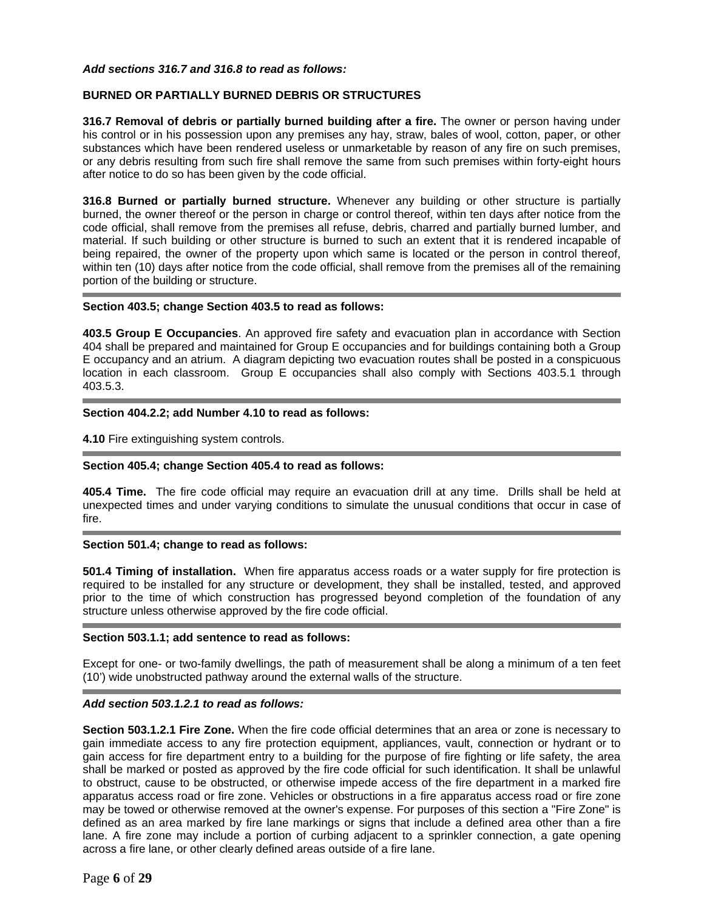***Add sections 316.7 and 316.8 to read as follows:***

**BURNED OR PARTIALLY BURNED DEBRIS OR STRUCTURES**

**316.7 Removal of debris or partially burned building after a fire.** The owner or person having under his control or in his possession upon any premises any hay, straw, bales of wool, cotton, paper, or other substances which have been rendered useless or unmarketable by reason of any fire on such premises, or any debris resulting from such fire shall remove the same from such premises within forty-eight hours after notice to do so has been given by the code official.

**316.8 Burned or partially burned structure.** Whenever any building or other structure is partially burned, the owner thereof or the person in charge or control thereof, within ten days after notice from the code official, shall remove from the premises all refuse, debris, charred and partially burned lumber, and material. If such building or other structure is burned to such an extent that it is rendered incapable of being repaired, the owner of the property upon which same is located or the person in control thereof, within ten (10) days after notice from the code official, shall remove from the premises all of the remaining portion of the building or structure.

---

**Section 403.5; change Section 403.5 to read as follows:**

**403.5 Group E Occupancies**. An approved fire safety and evacuation plan in accordance with Section 404 shall be prepared and maintained for Group E occupancies and for buildings containing both a Group E occupancy and an atrium. A diagram depicting two evacuation routes shall be posted in a conspicuous location in each classroom. Group E occupancies shall also comply with Sections 403.5.1 through 403.5.3.

---

**Section 404.2.2; add Number 4.10 to read as follows:**

**4.10** Fire extinguishing system controls.

---

**Section 405.4; change Section 405.4 to read as follows:**

**405.4 Time.** The fire code official may require an evacuation drill at any time. Drills shall be held at unexpected times and under varying conditions to simulate the unusual conditions that occur in case of fire.

---

**Section 501.4; change to read as follows:**

**501.4 Timing of installation.** When fire apparatus access roads or a water supply for fire protection is required to be installed for any structure or development, they shall be installed, tested, and approved prior to the time of which construction has progressed beyond completion of the foundation of any structure unless otherwise approved by the fire code official.

---

**Section 503.1.1; add sentence to read as follows:**

Except for one- or two-family dwellings, the path of measurement shall be along a minimum of a ten feet (10') wide unobstructed pathway around the external walls of the structure.

---

***Add section 503.1.2.1 to read as follows:***

**Section 503.1.2.1 Fire Zone.** When the fire code official determines that an area or zone is necessary to gain immediate access to any fire protection equipment, appliances, vault, connection or hydrant or to gain access for fire department entry to a building for the purpose of fire fighting or life safety, the area shall be marked or posted as approved by the fire code official for such identification. It shall be unlawful to obstruct, cause to be obstructed, or otherwise impede access of the fire department in a marked fire apparatus access road or fire zone. Vehicles or obstructions in a fire apparatus access road or fire zone may be towed or otherwise removed at the owner's expense. For purposes of this section a "Fire Zone" is defined as an area marked by fire lane markings or signs that include a defined area other than a fire lane. A fire zone may include a portion of curbing adjacent to a sprinkler connection, a gate opening across a fire lane, or other clearly defined areas outside of a fire lane.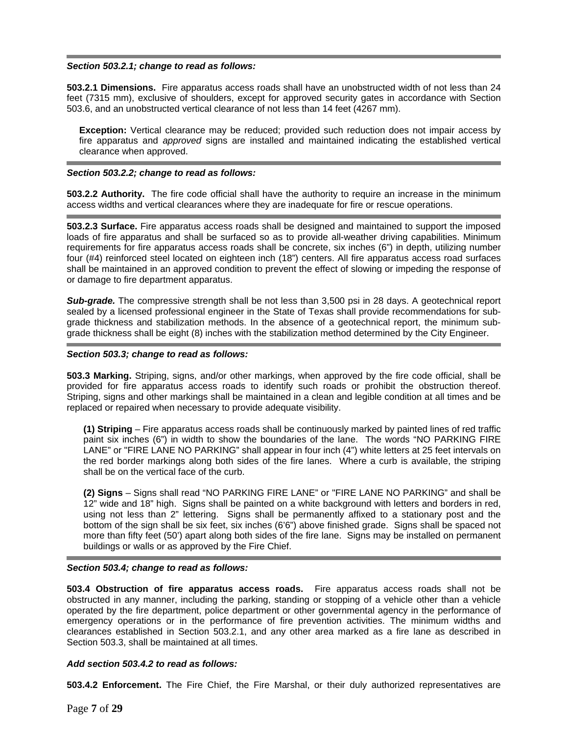***Section 503.2.1; change to read as follows:***

**503.2.1 Dimensions.** Fire apparatus access roads shall have an unobstructed width of not less than 24 feet (7315 mm), exclusive of shoulders, except for approved security gates in accordance with Section 503.6, and an unobstructed vertical clearance of not less than 14 feet (4267 mm).

> **Exception:** Vertical clearance may be reduced; provided such reduction does not impair access by fire apparatus and *approved* signs are installed and maintained indicating the established vertical clearance when approved.

***Section 503.2.2; change to read as follows:***

**503.2.2 Authority.** The fire code official shall have the authority to require an increase in the minimum access widths and vertical clearances where they are inadequate for fire or rescue operations.

**503.2.3 Surface.** Fire apparatus access roads shall be designed and maintained to support the imposed loads of fire apparatus and shall be surfaced so as to provide all-weather driving capabilities. Minimum requirements for fire apparatus access roads shall be concrete, six inches (6") in depth, utilizing number four (#4) reinforced steel located on eighteen inch (18") centers. All fire apparatus access road surfaces shall be maintained in an approved condition to prevent the effect of slowing or impeding the response of or damage to fire department apparatus.

***Sub-grade.*** The compressive strength shall be not less than 3,500 psi in 28 days. A geotechnical report sealed by a licensed professional engineer in the State of Texas shall provide recommendations for sub-grade thickness and stabilization methods. In the absence of a geotechnical report, the minimum sub-grade thickness shall be eight (8) inches with the stabilization method determined by the City Engineer.

***Section 503.3; change to read as follows:***

**503.3 Marking.** Striping, signs, and/or other markings, when approved by the fire code official, shall be provided for fire apparatus access roads to identify such roads or prohibit the obstruction thereof. Striping, signs and other markings shall be maintained in a clean and legible condition at all times and be replaced or repaired when necessary to provide adequate visibility.

> **(1) Striping** – Fire apparatus access roads shall be continuously marked by painted lines of red traffic paint six inches (6") in width to show the boundaries of the lane. The words "NO PARKING FIRE LANE" or "FIRE LANE NO PARKING" shall appear in four inch (4") white letters at 25 feet intervals on the red border markings along both sides of the fire lanes. Where a curb is available, the striping shall be on the vertical face of the curb.
>
> **(2) Signs** – Signs shall read "NO PARKING FIRE LANE" or "FIRE LANE NO PARKING" and shall be 12" wide and 18" high. Signs shall be painted on a white background with letters and borders in red, using not less than 2" lettering. Signs shall be permanently affixed to a stationary post and the bottom of the sign shall be six feet, six inches (6'6") above finished grade. Signs shall be spaced not more than fifty feet (50') apart along both sides of the fire lane. Signs may be installed on permanent buildings or walls or as approved by the Fire Chief.

***Section 503.4; change to read as follows:***

**503.4 Obstruction of fire apparatus access roads.** Fire apparatus access roads shall not be obstructed in any manner, including the parking, standing or stopping of a vehicle other than a vehicle operated by the fire department, police department or other governmental agency in the performance of emergency operations or in the performance of fire prevention activities. The minimum widths and clearances established in Section 503.2.1, and any other area marked as a fire lane as described in Section 503.3, shall be maintained at all times.

***Add section 503.4.2 to read as follows:***

**503.4.2 Enforcement.** The Fire Chief, the Fire Marshal, or their duly authorized representatives are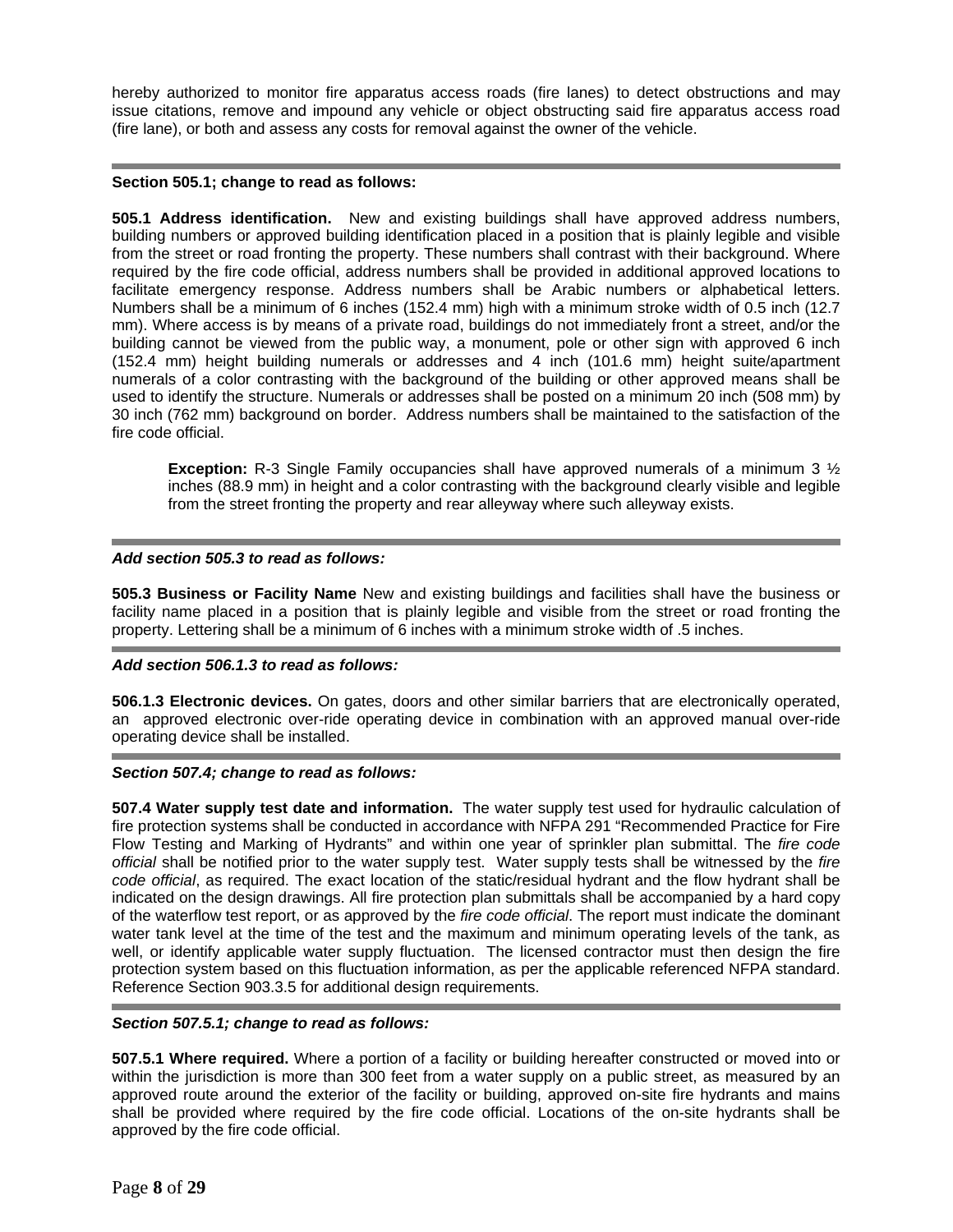hereby authorized to monitor fire apparatus access roads (fire lanes) to detect obstructions and may issue citations, remove and impound any vehicle or object obstructing said fire apparatus access road (fire lane), or both and assess any costs for removal against the owner of the vehicle.

---

**Section 505.1; change to read as follows:**

**505.1 Address identification.** New and existing buildings shall have approved address numbers, building numbers or approved building identification placed in a position that is plainly legible and visible from the street or road fronting the property. These numbers shall contrast with their background. Where required by the fire code official, address numbers shall be provided in additional approved locations to facilitate emergency response. Address numbers shall be Arabic numbers or alphabetical letters. Numbers shall be a minimum of 6 inches (152.4 mm) high with a minimum stroke width of 0.5 inch (12.7 mm). Where access is by means of a private road, buildings do not immediately front a street, and/or the building cannot be viewed from the public way, a monument, pole or other sign with approved 6 inch (152.4 mm) height building numerals or addresses and 4 inch (101.6 mm) height suite/apartment numerals of a color contrasting with the background of the building or other approved means shall be used to identify the structure. Numerals or addresses shall be posted on a minimum 20 inch (508 mm) by 30 inch (762 mm) background on border. Address numbers shall be maintained to the satisfaction of the fire code official.

> **Exception:** R-3 Single Family occupancies shall have approved numerals of a minimum 3 ½ inches (88.9 mm) in height and a color contrasting with the background clearly visible and legible from the street fronting the property and rear alleyway where such alleyway exists.

---

***Add section 505.3 to read as follows:***

**505.3 Business or Facility Name** New and existing buildings and facilities shall have the business or facility name placed in a position that is plainly legible and visible from the street or road fronting the property. Lettering shall be a minimum of 6 inches with a minimum stroke width of .5 inches.

---

***Add section 506.1.3 to read as follows:***

**506.1.3 Electronic devices.** On gates, doors and other similar barriers that are electronically operated, an approved electronic over-ride operating device in combination with an approved manual over-ride operating device shall be installed.

---

***Section 507.4; change to read as follows:***

**507.4 Water supply test date and information.** The water supply test used for hydraulic calculation of fire protection systems shall be conducted in accordance with NFPA 291 "Recommended Practice for Fire Flow Testing and Marking of Hydrants" and within one year of sprinkler plan submittal. The *fire code official* shall be notified prior to the water supply test. Water supply tests shall be witnessed by the *fire code official*, as required. The exact location of the static/residual hydrant and the flow hydrant shall be indicated on the design drawings. All fire protection plan submittals shall be accompanied by a hard copy of the waterflow test report, or as approved by the *fire code official*. The report must indicate the dominant water tank level at the time of the test and the maximum and minimum operating levels of the tank, as well, or identify applicable water supply fluctuation. The licensed contractor must then design the fire protection system based on this fluctuation information, as per the applicable referenced NFPA standard. Reference Section 903.3.5 for additional design requirements.

---

***Section 507.5.1; change to read as follows:***

**507.5.1 Where required.** Where a portion of a facility or building hereafter constructed or moved into or within the jurisdiction is more than 300 feet from a water supply on a public street, as measured by an approved route around the exterior of the facility or building, approved on-site fire hydrants and mains shall be provided where required by the fire code official. Locations of the on-site hydrants shall be approved by the fire code official.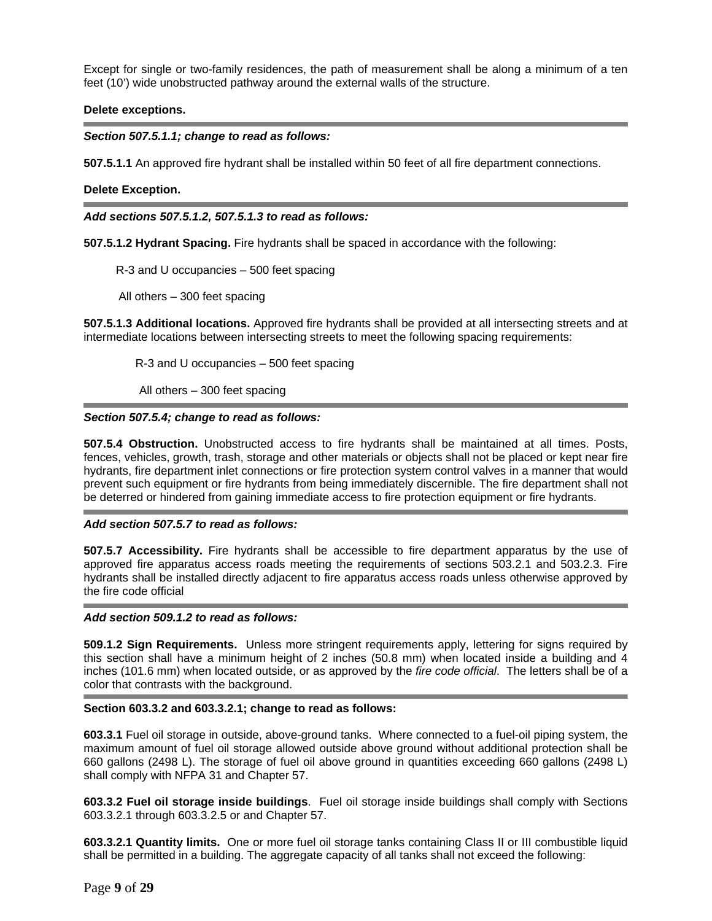Except for single or two-family residences, the path of measurement shall be along a minimum of a ten feet (10') wide unobstructed pathway around the external walls of the structure.

**Delete exceptions.**

---

***Section 507.5.1.1; change to read as follows:***

**507.5.1.1** An approved fire hydrant shall be installed within 50 feet of all fire department connections.

**Delete Exception.**

---

***Add sections 507.5.1.2, 507.5.1.3 to read as follows:***

**507.5.1.2 Hydrant Spacing.** Fire hydrants shall be spaced in accordance with the following:

R-3 and U occupancies – 500 feet spacing

All others – 300 feet spacing

**507.5.1.3 Additional locations.** Approved fire hydrants shall be provided at all intersecting streets and at intermediate locations between intersecting streets to meet the following spacing requirements:

R-3 and U occupancies – 500 feet spacing

All others – 300 feet spacing

---

***Section 507.5.4; change to read as follows:***

**507.5.4 Obstruction.** Unobstructed access to fire hydrants shall be maintained at all times. Posts, fences, vehicles, growth, trash, storage and other materials or objects shall not be placed or kept near fire hydrants, fire department inlet connections or fire protection system control valves in a manner that would prevent such equipment or fire hydrants from being immediately discernible. The fire department shall not be deterred or hindered from gaining immediate access to fire protection equipment or fire hydrants.

---

***Add section 507.5.7 to read as follows:***

**507.5.7 Accessibility.** Fire hydrants shall be accessible to fire department apparatus by the use of approved fire apparatus access roads meeting the requirements of sections 503.2.1 and 503.2.3. Fire hydrants shall be installed directly adjacent to fire apparatus access roads unless otherwise approved by the fire code official

---

***Add section 509.1.2 to read as follows:***

**509.1.2 Sign Requirements.** Unless more stringent requirements apply, lettering for signs required by this section shall have a minimum height of 2 inches (50.8 mm) when located inside a building and 4 inches (101.6 mm) when located outside, or as approved by the *fire code official*. The letters shall be of a color that contrasts with the background.

---

**Section 603.3.2 and 603.3.2.1; change to read as follows:**

**603.3.1** Fuel oil storage in outside, above-ground tanks. Where connected to a fuel-oil piping system, the maximum amount of fuel oil storage allowed outside above ground without additional protection shall be 660 gallons (2498 L). The storage of fuel oil above ground in quantities exceeding 660 gallons (2498 L) shall comply with NFPA 31 and Chapter 57.

**603.3.2 Fuel oil storage inside buildings**. Fuel oil storage inside buildings shall comply with Sections 603.3.2.1 through 603.3.2.5 or and Chapter 57.

**603.3.2.1 Quantity limits.** One or more fuel oil storage tanks containing Class II or III combustible liquid shall be permitted in a building. The aggregate capacity of all tanks shall not exceed the following: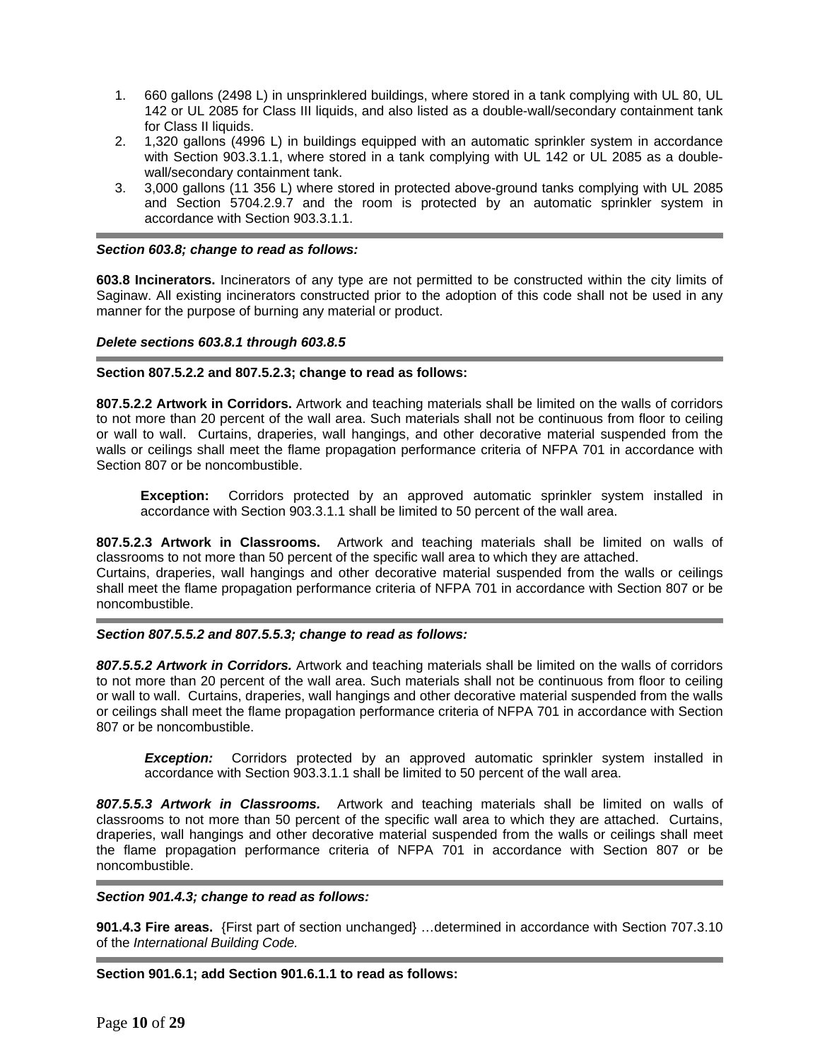1. 660 gallons (2498 L) in unsprinklered buildings, where stored in a tank complying with UL 80, UL 142 or UL 2085 for Class III liquids, and also listed as a double-wall/secondary containment tank for Class II liquids.
2. 1,320 gallons (4996 L) in buildings equipped with an automatic sprinkler system in accordance with Section 903.3.1.1, where stored in a tank complying with UL 142 or UL 2085 as a double-wall/secondary containment tank.
3. 3,000 gallons (11 356 L) where stored in protected above-ground tanks complying with UL 2085 and Section 5704.2.9.7 and the room is protected by an automatic sprinkler system in accordance with Section 903.3.1.1.

---

***Section 603.8; change to read as follows:***

**603.8 Incinerators.** Incinerators of any type are not permitted to be constructed within the city limits of Saginaw. All existing incinerators constructed prior to the adoption of this code shall not be used in any manner for the purpose of burning any material or product.

***Delete sections 603.8.1 through 603.8.5***

---

**Section 807.5.2.2 and 807.5.2.3; change to read as follows:**

**807.5.2.2 Artwork in Corridors.** Artwork and teaching materials shall be limited on the walls of corridors to not more than 20 percent of the wall area. Such materials shall not be continuous from floor to ceiling or wall to wall. Curtains, draperies, wall hangings, and other decorative material suspended from the walls or ceilings shall meet the flame propagation performance criteria of NFPA 701 in accordance with Section 807 or be noncombustible.

> **Exception:** Corridors protected by an approved automatic sprinkler system installed in accordance with Section 903.3.1.1 shall be limited to 50 percent of the wall area.

**807.5.2.3 Artwork in Classrooms.** Artwork and teaching materials shall be limited on walls of classrooms to not more than 50 percent of the specific wall area to which they are attached.
Curtains, draperies, wall hangings and other decorative material suspended from the walls or ceilings shall meet the flame propagation performance criteria of NFPA 701 in accordance with Section 807 or be noncombustible.

---

***Section 807.5.5.2 and 807.5.5.3; change to read as follows:***

***807.5.5.2 Artwork in Corridors.*** Artwork and teaching materials shall be limited on the walls of corridors to not more than 20 percent of the wall area. Such materials shall not be continuous from floor to ceiling or wall to wall. Curtains, draperies, wall hangings and other decorative material suspended from the walls or ceilings shall meet the flame propagation performance criteria of NFPA 701 in accordance with Section 807 or be noncombustible.

> ***Exception:*** Corridors protected by an approved automatic sprinkler system installed in accordance with Section 903.3.1.1 shall be limited to 50 percent of the wall area.

***807.5.5.3 Artwork in Classrooms.*** Artwork and teaching materials shall be limited on walls of classrooms to not more than 50 percent of the specific wall area to which they are attached. Curtains, draperies, wall hangings and other decorative material suspended from the walls or ceilings shall meet the flame propagation performance criteria of NFPA 701 in accordance with Section 807 or be noncombustible.

---

***Section 901.4.3; change to read as follows:***

**901.4.3 Fire areas.** {First part of section unchanged} …determined in accordance with Section 707.3.10 of the *International Building Code.*

---

**Section 901.6.1; add Section 901.6.1.1 to read as follows:**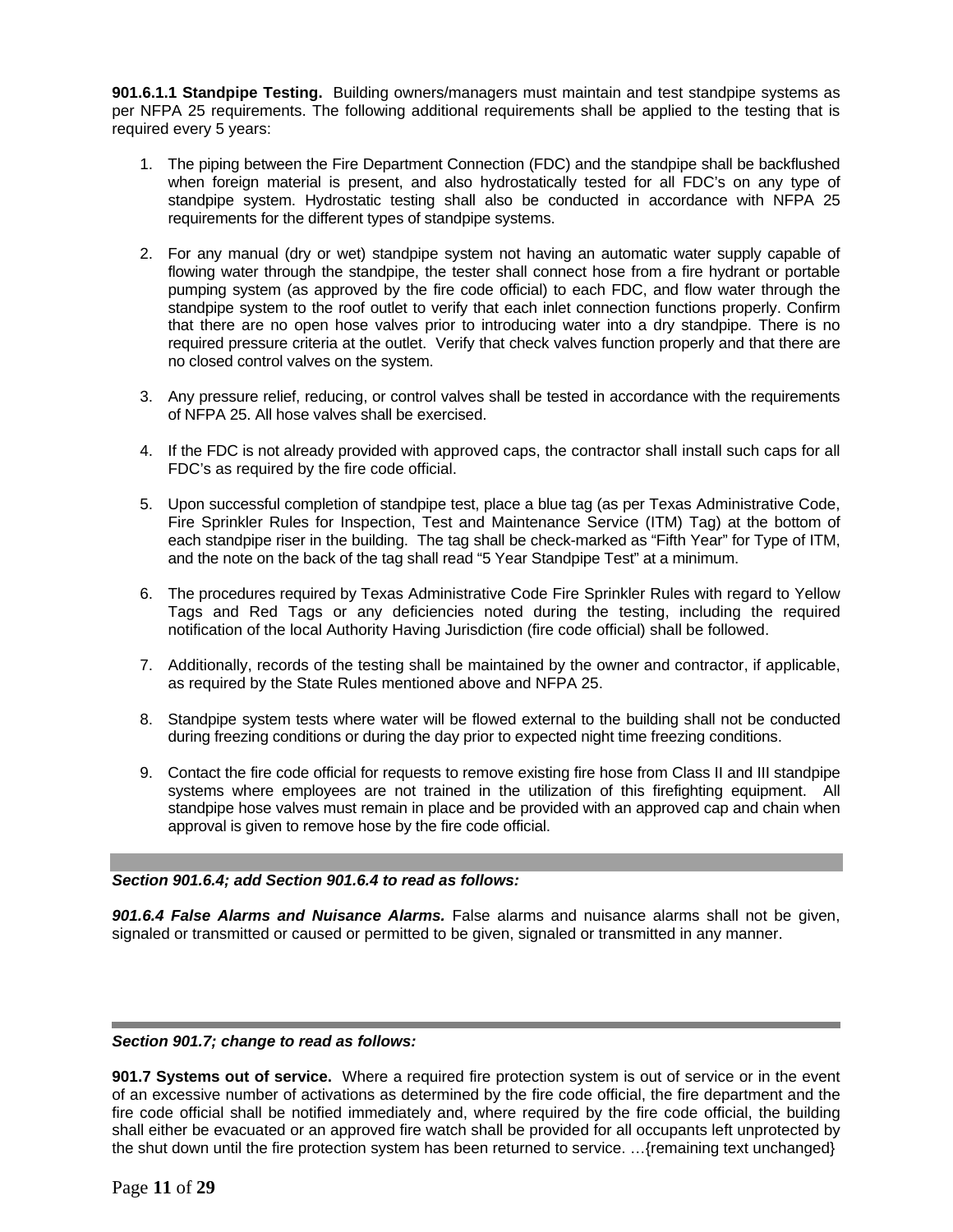**901.6.1.1 Standpipe Testing.** Building owners/managers must maintain and test standpipe systems as per NFPA 25 requirements. The following additional requirements shall be applied to the testing that is required every 5 years:

1. The piping between the Fire Department Connection (FDC) and the standpipe shall be backflushed when foreign material is present, and also hydrostatically tested for all FDC's on any type of standpipe system. Hydrostatic testing shall also be conducted in accordance with NFPA 25 requirements for the different types of standpipe systems.

2. For any manual (dry or wet) standpipe system not having an automatic water supply capable of flowing water through the standpipe, the tester shall connect hose from a fire hydrant or portable pumping system (as approved by the fire code official) to each FDC, and flow water through the standpipe system to the roof outlet to verify that each inlet connection functions properly. Confirm that there are no open hose valves prior to introducing water into a dry standpipe. There is no required pressure criteria at the outlet. Verify that check valves function properly and that there are no closed control valves on the system.

3. Any pressure relief, reducing, or control valves shall be tested in accordance with the requirements of NFPA 25. All hose valves shall be exercised.

4. If the FDC is not already provided with approved caps, the contractor shall install such caps for all FDC's as required by the fire code official.

5. Upon successful completion of standpipe test, place a blue tag (as per Texas Administrative Code, Fire Sprinkler Rules for Inspection, Test and Maintenance Service (ITM) Tag) at the bottom of each standpipe riser in the building. The tag shall be check-marked as "Fifth Year" for Type of ITM, and the note on the back of the tag shall read "5 Year Standpipe Test" at a minimum.

6. The procedures required by Texas Administrative Code Fire Sprinkler Rules with regard to Yellow Tags and Red Tags or any deficiencies noted during the testing, including the required notification of the local Authority Having Jurisdiction (fire code official) shall be followed.

7. Additionally, records of the testing shall be maintained by the owner and contractor, if applicable, as required by the State Rules mentioned above and NFPA 25.

8. Standpipe system tests where water will be flowed external to the building shall not be conducted during freezing conditions or during the day prior to expected night time freezing conditions.

9. Contact the fire code official for requests to remove existing fire hose from Class II and III standpipe systems where employees are not trained in the utilization of this firefighting equipment. All standpipe hose valves must remain in place and be provided with an approved cap and chain when approval is given to remove hose by the fire code official.

---

***Section 901.6.4; add Section 901.6.4 to read as follows:***

***901.6.4 False Alarms and Nuisance Alarms.*** False alarms and nuisance alarms shall not be given, signaled or transmitted or caused or permitted to be given, signaled or transmitted in any manner.

---

***Section 901.7; change to read as follows:***

**901.7 Systems out of service.** Where a required fire protection system is out of service or in the event of an excessive number of activations as determined by the fire code official, the fire department and the fire code official shall be notified immediately and, where required by the fire code official, the building shall either be evacuated or an approved fire watch shall be provided for all occupants left unprotected by the shut down until the fire protection system has been returned to service. …{remaining text unchanged}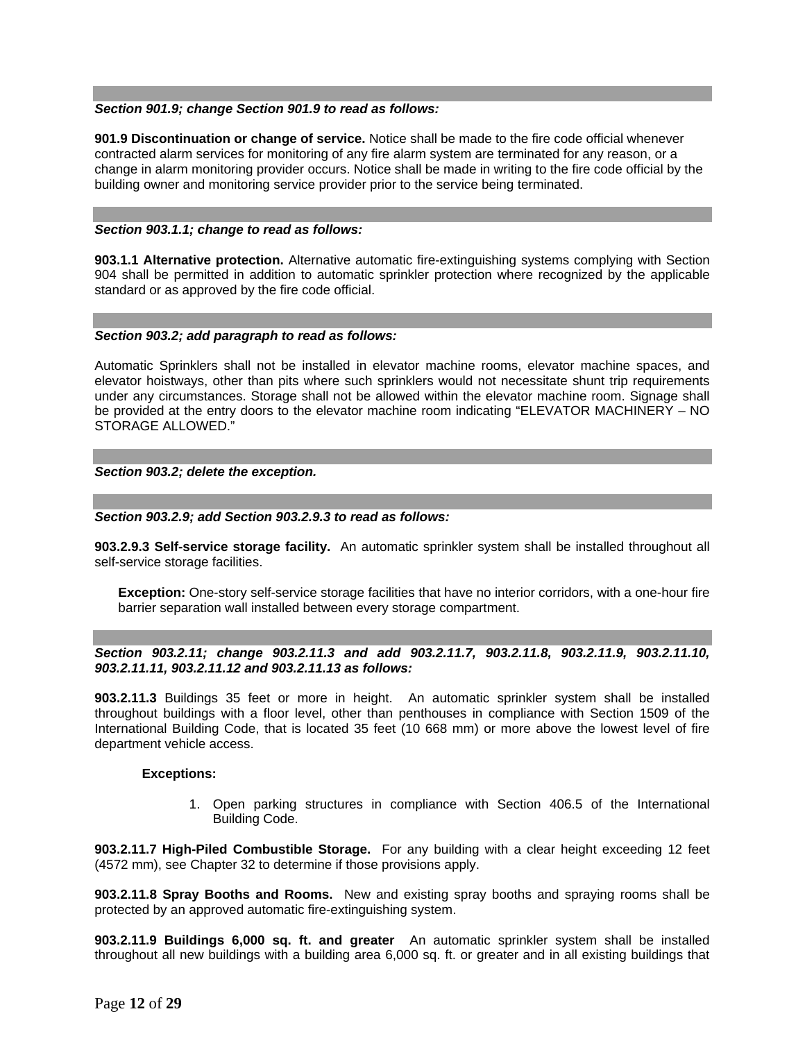***Section 901.9; change Section 901.9 to read as follows:***

**901.9 Discontinuation or change of service.** Notice shall be made to the fire code official whenever contracted alarm services for monitoring of any fire alarm system are terminated for any reason, or a change in alarm monitoring provider occurs. Notice shall be made in writing to the fire code official by the building owner and monitoring service provider prior to the service being terminated.

***Section 903.1.1; change to read as follows:***

**903.1.1 Alternative protection.** Alternative automatic fire-extinguishing systems complying with Section 904 shall be permitted in addition to automatic sprinkler protection where recognized by the applicable standard or as approved by the fire code official.

***Section 903.2; add paragraph to read as follows:***

Automatic Sprinklers shall not be installed in elevator machine rooms, elevator machine spaces, and elevator hoistways, other than pits where such sprinklers would not necessitate shunt trip requirements under any circumstances. Storage shall not be allowed within the elevator machine room. Signage shall be provided at the entry doors to the elevator machine room indicating "ELEVATOR MACHINERY – NO STORAGE ALLOWED."

***Section 903.2; delete the exception.***

***Section 903.2.9; add Section 903.2.9.3 to read as follows:***

**903.2.9.3 Self-service storage facility.** An automatic sprinkler system shall be installed throughout all self-service storage facilities.

> **Exception:** One-story self-service storage facilities that have no interior corridors, with a one-hour fire barrier separation wall installed between every storage compartment.

***Section 903.2.11; change 903.2.11.3 and add 903.2.11.7, 903.2.11.8, 903.2.11.9, 903.2.11.10, 903.2.11.11, 903.2.11.12 and 903.2.11.13 as follows:***

**903.2.11.3** Buildings 35 feet or more in height. An automatic sprinkler system shall be installed throughout buildings with a floor level, other than penthouses in compliance with Section 1509 of the International Building Code, that is located 35 feet (10 668 mm) or more above the lowest level of fire department vehicle access.

**Exceptions:**

1. Open parking structures in compliance with Section 406.5 of the International Building Code.

**903.2.11.7 High-Piled Combustible Storage.** For any building with a clear height exceeding 12 feet (4572 mm), see Chapter 32 to determine if those provisions apply.

**903.2.11.8 Spray Booths and Rooms.** New and existing spray booths and spraying rooms shall be protected by an approved automatic fire-extinguishing system.

**903.2.11.9 Buildings 6,000 sq. ft. and greater** An automatic sprinkler system shall be installed throughout all new buildings with a building area 6,000 sq. ft. or greater and in all existing buildings that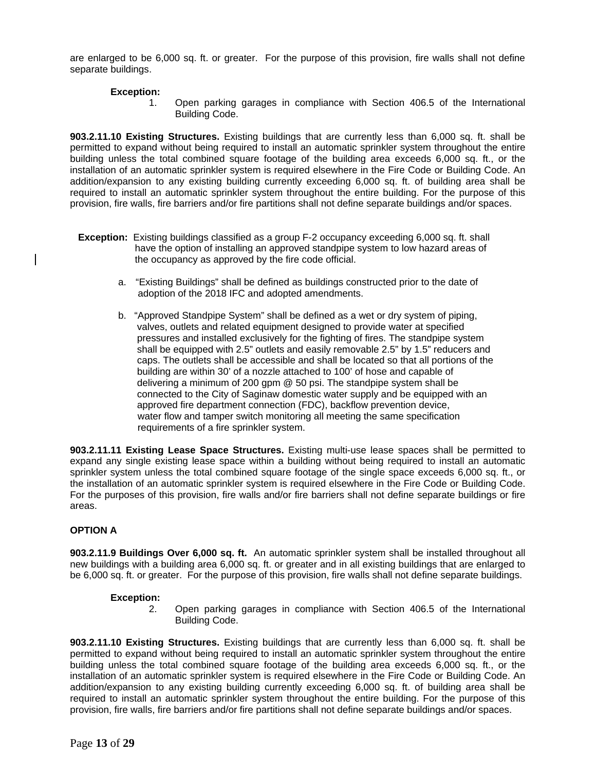are enlarged to be 6,000 sq. ft. or greater. For the purpose of this provision, fire walls shall not define separate buildings.

**Exception:**

1. Open parking garages in compliance with Section 406.5 of the International Building Code.

**903.2.11.10 Existing Structures.** Existing buildings that are currently less than 6,000 sq. ft. shall be permitted to expand without being required to install an automatic sprinkler system throughout the entire building unless the total combined square footage of the building area exceeds 6,000 sq. ft., or the installation of an automatic sprinkler system is required elsewhere in the Fire Code or Building Code. An addition/expansion to any existing building currently exceeding 6,000 sq. ft. of building area shall be required to install an automatic sprinkler system throughout the entire building. For the purpose of this provision, fire walls, fire barriers and/or fire partitions shall not define separate buildings and/or spaces.

**Exception:** Existing buildings classified as a group F-2 occupancy exceeding 6,000 sq. ft. shall have the option of installing an approved standpipe system to low hazard areas of the occupancy as approved by the fire code official.

a. "Existing Buildings" shall be defined as buildings constructed prior to the date of adoption of the 2018 IFC and adopted amendments.

b. "Approved Standpipe System" shall be defined as a wet or dry system of piping, valves, outlets and related equipment designed to provide water at specified pressures and installed exclusively for the fighting of fires. The standpipe system shall be equipped with 2.5" outlets and easily removable 2.5" by 1.5" reducers and caps. The outlets shall be accessible and shall be located so that all portions of the building are within 30' of a nozzle attached to 100' of hose and capable of delivering a minimum of 200 gpm @ 50 psi. The standpipe system shall be connected to the City of Saginaw domestic water supply and be equipped with an approved fire department connection (FDC), backflow prevention device, water flow and tamper switch monitoring all meeting the same specification requirements of a fire sprinkler system.

**903.2.11.11 Existing Lease Space Structures.** Existing multi-use lease spaces shall be permitted to expand any single existing lease space within a building without being required to install an automatic sprinkler system unless the total combined square footage of the single space exceeds 6,000 sq. ft., or the installation of an automatic sprinkler system is required elsewhere in the Fire Code or Building Code. For the purposes of this provision, fire walls and/or fire barriers shall not define separate buildings or fire areas.

**OPTION A**

**903.2.11.9 Buildings Over 6,000 sq. ft.** An automatic sprinkler system shall be installed throughout all new buildings with a building area 6,000 sq. ft. or greater and in all existing buildings that are enlarged to be 6,000 sq. ft. or greater. For the purpose of this provision, fire walls shall not define separate buildings.

**Exception:**

2. Open parking garages in compliance with Section 406.5 of the International Building Code.

**903.2.11.10 Existing Structures.** Existing buildings that are currently less than 6,000 sq. ft. shall be permitted to expand without being required to install an automatic sprinkler system throughout the entire building unless the total combined square footage of the building area exceeds 6,000 sq. ft., or the installation of an automatic sprinkler system is required elsewhere in the Fire Code or Building Code. An addition/expansion to any existing building currently exceeding 6,000 sq. ft. of building area shall be required to install an automatic sprinkler system throughout the entire building. For the purpose of this provision, fire walls, fire barriers and/or fire partitions shall not define separate buildings and/or spaces.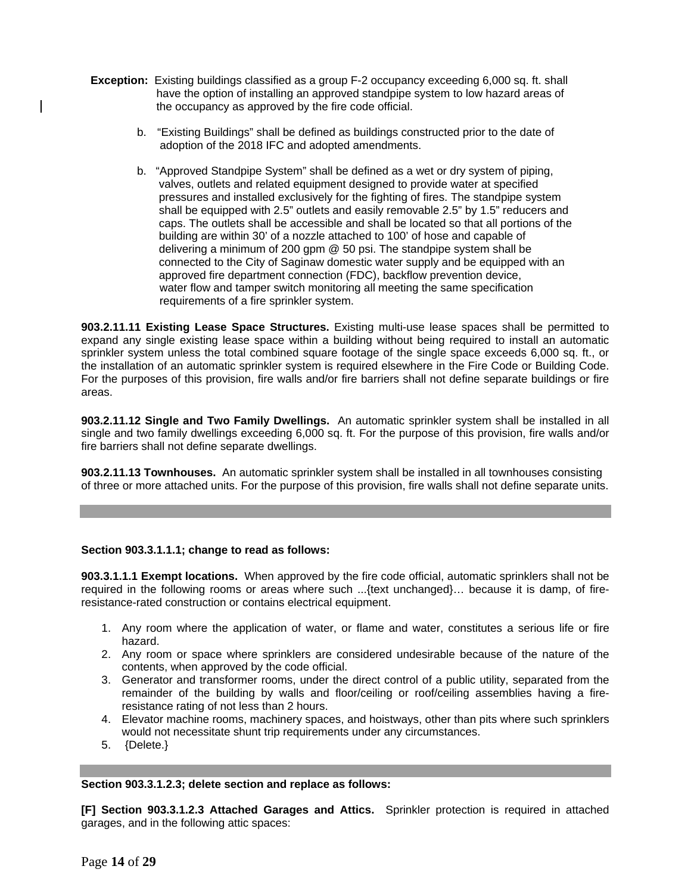**Exception:** Existing buildings classified as a group F-2 occupancy exceeding 6,000 sq. ft. shall have the option of installing an approved standpipe system to low hazard areas of the occupancy as approved by the fire code official.

b. "Existing Buildings" shall be defined as buildings constructed prior to the date of adoption of the 2018 IFC and adopted amendments.

b. "Approved Standpipe System" shall be defined as a wet or dry system of piping, valves, outlets and related equipment designed to provide water at specified pressures and installed exclusively for the fighting of fires. The standpipe system shall be equipped with 2.5" outlets and easily removable 2.5" by 1.5" reducers and caps. The outlets shall be accessible and shall be located so that all portions of the building are within 30' of a nozzle attached to 100' of hose and capable of delivering a minimum of 200 gpm @ 50 psi. The standpipe system shall be connected to the City of Saginaw domestic water supply and be equipped with an approved fire department connection (FDC), backflow prevention device, water flow and tamper switch monitoring all meeting the same specification requirements of a fire sprinkler system.

**903.2.11.11 Existing Lease Space Structures.** Existing multi-use lease spaces shall be permitted to expand any single existing lease space within a building without being required to install an automatic sprinkler system unless the total combined square footage of the single space exceeds 6,000 sq. ft., or the installation of an automatic sprinkler system is required elsewhere in the Fire Code or Building Code. For the purposes of this provision, fire walls and/or fire barriers shall not define separate buildings or fire areas.

**903.2.11.12 Single and Two Family Dwellings.** An automatic sprinkler system shall be installed in all single and two family dwellings exceeding 6,000 sq. ft. For the purpose of this provision, fire walls and/or fire barriers shall not define separate dwellings.

**903.2.11.13 Townhouses.** An automatic sprinkler system shall be installed in all townhouses consisting of three or more attached units. For the purpose of this provision, fire walls shall not define separate units.

---

**Section 903.3.1.1.1; change to read as follows:**

**903.3.1.1.1 Exempt locations.** When approved by the fire code official, automatic sprinklers shall not be required in the following rooms or areas where such ...{text unchanged}… because it is damp, of fire-resistance-rated construction or contains electrical equipment.

1. Any room where the application of water, or flame and water, constitutes a serious life or fire hazard.
2. Any room or space where sprinklers are considered undesirable because of the nature of the contents, when approved by the code official.
3. Generator and transformer rooms, under the direct control of a public utility, separated from the remainder of the building by walls and floor/ceiling or roof/ceiling assemblies having a fire-resistance rating of not less than 2 hours.
4. Elevator machine rooms, machinery spaces, and hoistways, other than pits where such sprinklers would not necessitate shunt trip requirements under any circumstances.
5. {Delete.}

---

**Section 903.3.1.2.3; delete section and replace as follows:**

**[F] Section 903.3.1.2.3 Attached Garages and Attics.** Sprinkler protection is required in attached garages, and in the following attic spaces: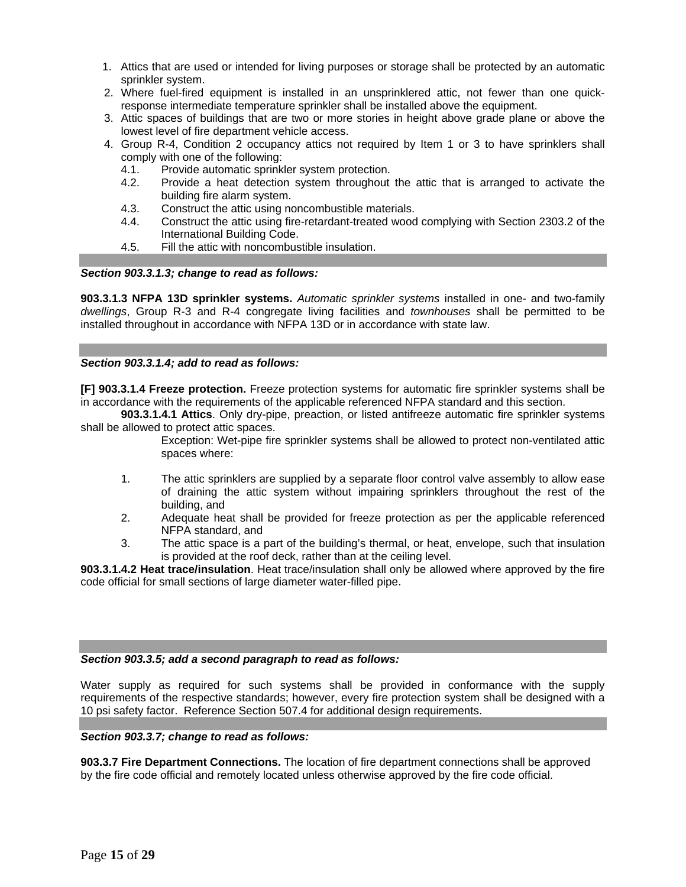1. Attics that are used or intended for living purposes or storage shall be protected by an automatic sprinkler system.
2. Where fuel-fired equipment is installed in an unsprinklered attic, not fewer than one quick-response intermediate temperature sprinkler shall be installed above the equipment.
3. Attic spaces of buildings that are two or more stories in height above grade plane or above the lowest level of fire department vehicle access.
4. Group R-4, Condition 2 occupancy attics not required by Item 1 or 3 to have sprinklers shall comply with one of the following:
   - 4.1. Provide automatic sprinkler system protection.
   - 4.2. Provide a heat detection system throughout the attic that is arranged to activate the building fire alarm system.
   - 4.3. Construct the attic using noncombustible materials.
   - 4.4. Construct the attic using fire-retardant-treated wood complying with Section 2303.2 of the International Building Code.
   - 4.5. Fill the attic with noncombustible insulation.

***Section 903.3.1.3; change to read as follows:***

**903.3.1.3 NFPA 13D sprinkler systems.** *Automatic sprinkler systems* installed in one- and two-family *dwellings*, Group R-3 and R-4 congregate living facilities and *townhouses* shall be permitted to be installed throughout in accordance with NFPA 13D or in accordance with state law.

***Section 903.3.1.4; add to read as follows:***

**[F] 903.3.1.4 Freeze protection.** Freeze protection systems for automatic fire sprinkler systems shall be in accordance with the requirements of the applicable referenced NFPA standard and this section.

**903.3.1.4.1 Attics**. Only dry-pipe, preaction, or listed antifreeze automatic fire sprinkler systems shall be allowed to protect attic spaces.

Exception: Wet-pipe fire sprinkler systems shall be allowed to protect non-ventilated attic spaces where:

1. The attic sprinklers are supplied by a separate floor control valve assembly to allow ease of draining the attic system without impairing sprinklers throughout the rest of the building, and
2. Adequate heat shall be provided for freeze protection as per the applicable referenced NFPA standard, and
3. The attic space is a part of the building's thermal, or heat, envelope, such that insulation is provided at the roof deck, rather than at the ceiling level.

**903.3.1.4.2 Heat trace/insulation**. Heat trace/insulation shall only be allowed where approved by the fire code official for small sections of large diameter water-filled pipe.

***Section 903.3.5; add a second paragraph to read as follows:***

Water supply as required for such systems shall be provided in conformance with the supply requirements of the respective standards; however, every fire protection system shall be designed with a 10 psi safety factor. Reference Section 507.4 for additional design requirements.

***Section 903.3.7; change to read as follows:***

**903.3.7 Fire Department Connections.** The location of fire department connections shall be approved by the fire code official and remotely located unless otherwise approved by the fire code official.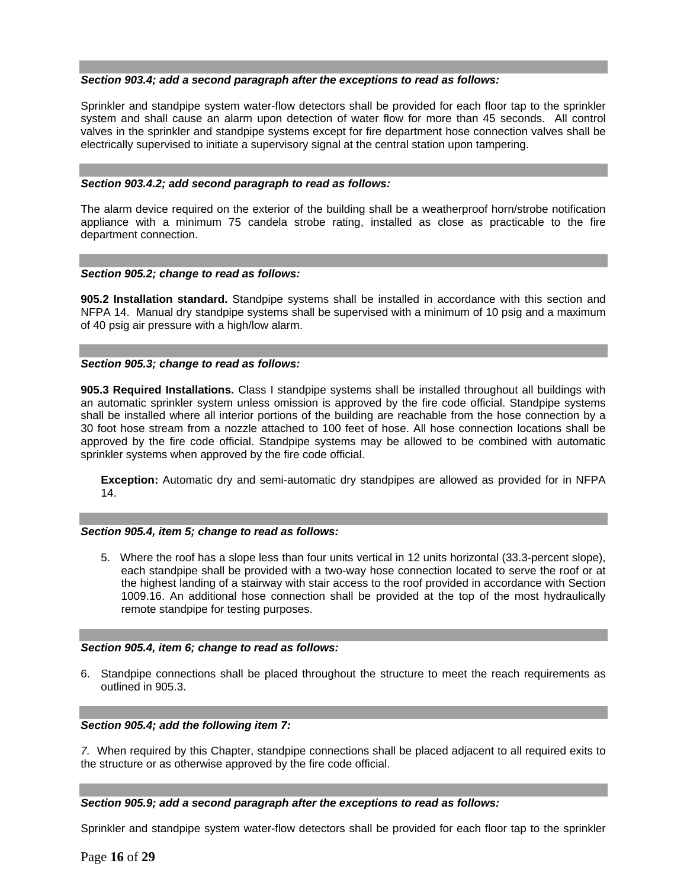***Section 903.4; add a second paragraph after the exceptions to read as follows:***

Sprinkler and standpipe system water-flow detectors shall be provided for each floor tap to the sprinkler system and shall cause an alarm upon detection of water flow for more than 45 seconds. All control valves in the sprinkler and standpipe systems except for fire department hose connection valves shall be electrically supervised to initiate a supervisory signal at the central station upon tampering.

***Section 903.4.2; add second paragraph to read as follows:***

The alarm device required on the exterior of the building shall be a weatherproof horn/strobe notification appliance with a minimum 75 candela strobe rating, installed as close as practicable to the fire department connection.

***Section 905.2; change to read as follows:***

**905.2 Installation standard.** Standpipe systems shall be installed in accordance with this section and NFPA 14. Manual dry standpipe systems shall be supervised with a minimum of 10 psig and a maximum of 40 psig air pressure with a high/low alarm.

***Section 905.3; change to read as follows:***

**905.3 Required Installations.** Class I standpipe systems shall be installed throughout all buildings with an automatic sprinkler system unless omission is approved by the fire code official. Standpipe systems shall be installed where all interior portions of the building are reachable from the hose connection by a 30 foot hose stream from a nozzle attached to 100 feet of hose. All hose connection locations shall be approved by the fire code official. Standpipe systems may be allowed to be combined with automatic sprinkler systems when approved by the fire code official.

> **Exception:** Automatic dry and semi-automatic dry standpipes are allowed as provided for in NFPA 14.

***Section 905.4, item 5; change to read as follows:***

5. Where the roof has a slope less than four units vertical in 12 units horizontal (33.3-percent slope), each standpipe shall be provided with a two-way hose connection located to serve the roof or at the highest landing of a stairway with stair access to the roof provided in accordance with Section 1009.16. An additional hose connection shall be provided at the top of the most hydraulically remote standpipe for testing purposes.

***Section 905.4, item 6; change to read as follows:***

6. Standpipe connections shall be placed throughout the structure to meet the reach requirements as outlined in 905.3.

***Section 905.4; add the following item 7:***

*7.* When required by this Chapter, standpipe connections shall be placed adjacent to all required exits to the structure or as otherwise approved by the fire code official.

***Section 905.9; add a second paragraph after the exceptions to read as follows:***

Sprinkler and standpipe system water-flow detectors shall be provided for each floor tap to the sprinkler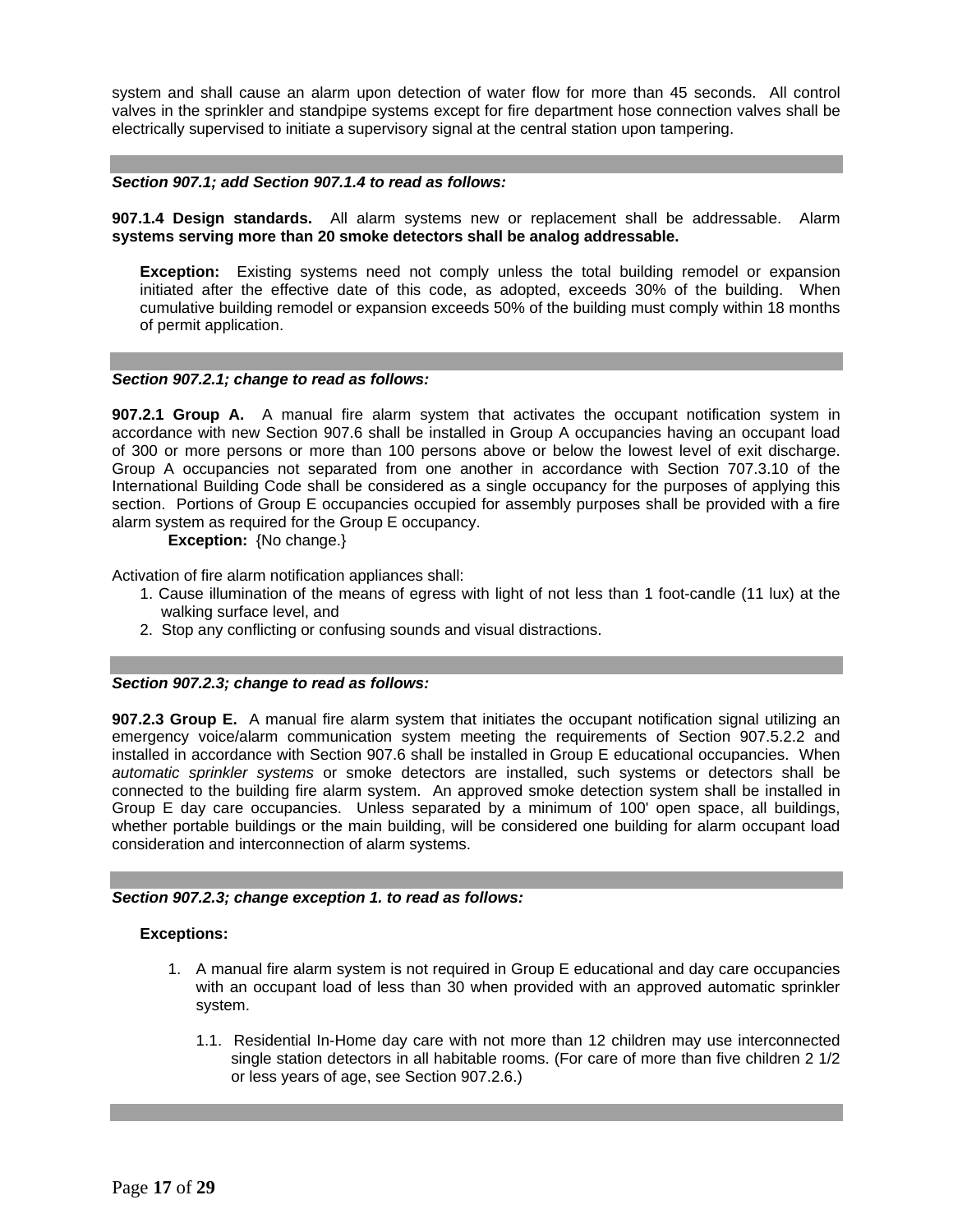system and shall cause an alarm upon detection of water flow for more than 45 seconds. All control valves in the sprinkler and standpipe systems except for fire department hose connection valves shall be electrically supervised to initiate a supervisory signal at the central station upon tampering.

---

***Section 907.1; add Section 907.1.4 to read as follows:***

**907.1.4 Design standards.** All alarm systems new or replacement shall be addressable. Alarm **systems serving more than 20 smoke detectors shall be analog addressable.**

> **Exception:** Existing systems need not comply unless the total building remodel or expansion initiated after the effective date of this code, as adopted, exceeds 30% of the building. When cumulative building remodel or expansion exceeds 50% of the building must comply within 18 months of permit application.

---

***Section 907.2.1; change to read as follows:***

**907.2.1 Group A.** A manual fire alarm system that activates the occupant notification system in accordance with new Section 907.6 shall be installed in Group A occupancies having an occupant load of 300 or more persons or more than 100 persons above or below the lowest level of exit discharge. Group A occupancies not separated from one another in accordance with Section 707.3.10 of the International Building Code shall be considered as a single occupancy for the purposes of applying this section. Portions of Group E occupancies occupied for assembly purposes shall be provided with a fire alarm system as required for the Group E occupancy.

**Exception:** {No change.}

Activation of fire alarm notification appliances shall:

1. Cause illumination of the means of egress with light of not less than 1 foot-candle (11 lux) at the walking surface level, and
2. Stop any conflicting or confusing sounds and visual distractions.

---

***Section 907.2.3; change to read as follows:***

**907.2.3 Group E.** A manual fire alarm system that initiates the occupant notification signal utilizing an emergency voice/alarm communication system meeting the requirements of Section 907.5.2.2 and installed in accordance with Section 907.6 shall be installed in Group E educational occupancies. When *automatic sprinkler systems* or smoke detectors are installed, such systems or detectors shall be connected to the building fire alarm system. An approved smoke detection system shall be installed in Group E day care occupancies. Unless separated by a minimum of 100' open space, all buildings, whether portable buildings or the main building, will be considered one building for alarm occupant load consideration and interconnection of alarm systems.

---

***Section 907.2.3; change exception 1. to read as follows:***

**Exceptions:**

1. A manual fire alarm system is not required in Group E educational and day care occupancies with an occupant load of less than 30 when provided with an approved automatic sprinkler system.

   1.1. Residential In-Home day care with not more than 12 children may use interconnected single station detectors in all habitable rooms. (For care of more than five children 2 1/2 or less years of age, see Section 907.2.6.)

---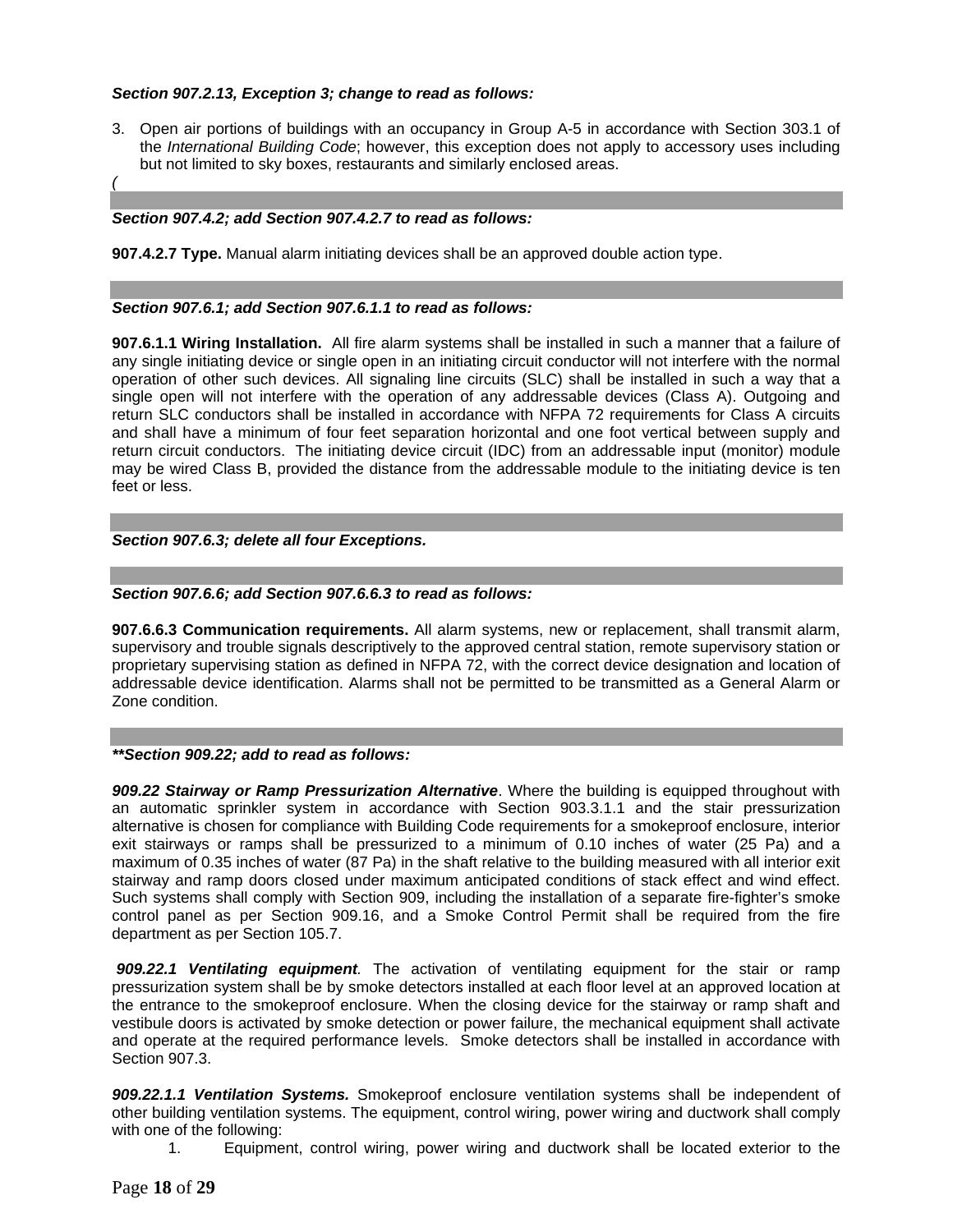***Section 907.2.13, Exception 3; change to read as follows:***

3. Open air portions of buildings with an occupancy in Group A-5 in accordance with Section 303.1 of the *International Building Code*; however, this exception does not apply to accessory uses including but not limited to sky boxes, restaurants and similarly enclosed areas.

*(*

***Section 907.4.2; add Section 907.4.2.7 to read as follows:***

**907.4.2.7 Type.** Manual alarm initiating devices shall be an approved double action type.

***Section 907.6.1; add Section 907.6.1.1 to read as follows:***

**907.6.1.1 Wiring Installation.** All fire alarm systems shall be installed in such a manner that a failure of any single initiating device or single open in an initiating circuit conductor will not interfere with the normal operation of other such devices. All signaling line circuits (SLC) shall be installed in such a way that a single open will not interfere with the operation of any addressable devices (Class A). Outgoing and return SLC conductors shall be installed in accordance with NFPA 72 requirements for Class A circuits and shall have a minimum of four feet separation horizontal and one foot vertical between supply and return circuit conductors. The initiating device circuit (IDC) from an addressable input (monitor) module may be wired Class B, provided the distance from the addressable module to the initiating device is ten feet or less.

***Section 907.6.3; delete all four Exceptions.***

***Section 907.6.6; add Section 907.6.6.3 to read as follows:***

**907.6.6.3 Communication requirements.** All alarm systems, new or replacement, shall transmit alarm, supervisory and trouble signals descriptively to the approved central station, remote supervisory station or proprietary supervising station as defined in NFPA 72, with the correct device designation and location of addressable device identification. Alarms shall not be permitted to be transmitted as a General Alarm or Zone condition.

***\*\*Section 909.22; add to read as follows:***

***909.22 Stairway or Ramp Pressurization Alternative***. Where the building is equipped throughout with an automatic sprinkler system in accordance with Section 903.3.1.1 and the stair pressurization alternative is chosen for compliance with Building Code requirements for a smokeproof enclosure, interior exit stairways or ramps shall be pressurized to a minimum of 0.10 inches of water (25 Pa) and a maximum of 0.35 inches of water (87 Pa) in the shaft relative to the building measured with all interior exit stairway and ramp doors closed under maximum anticipated conditions of stack effect and wind effect. Such systems shall comply with Section 909, including the installation of a separate fire-fighter's smoke control panel as per Section 909.16, and a Smoke Control Permit shall be required from the fire department as per Section 105.7.

***909.22.1 Ventilating equipment****.* The activation of ventilating equipment for the stair or ramp pressurization system shall be by smoke detectors installed at each floor level at an approved location at the entrance to the smokeproof enclosure. When the closing device for the stairway or ramp shaft and vestibule doors is activated by smoke detection or power failure, the mechanical equipment shall activate and operate at the required performance levels. Smoke detectors shall be installed in accordance with Section 907.3.

***909.22.1.1 Ventilation Systems.*** Smokeproof enclosure ventilation systems shall be independent of other building ventilation systems. The equipment, control wiring, power wiring and ductwork shall comply with one of the following:

1. Equipment, control wiring, power wiring and ductwork shall be located exterior to the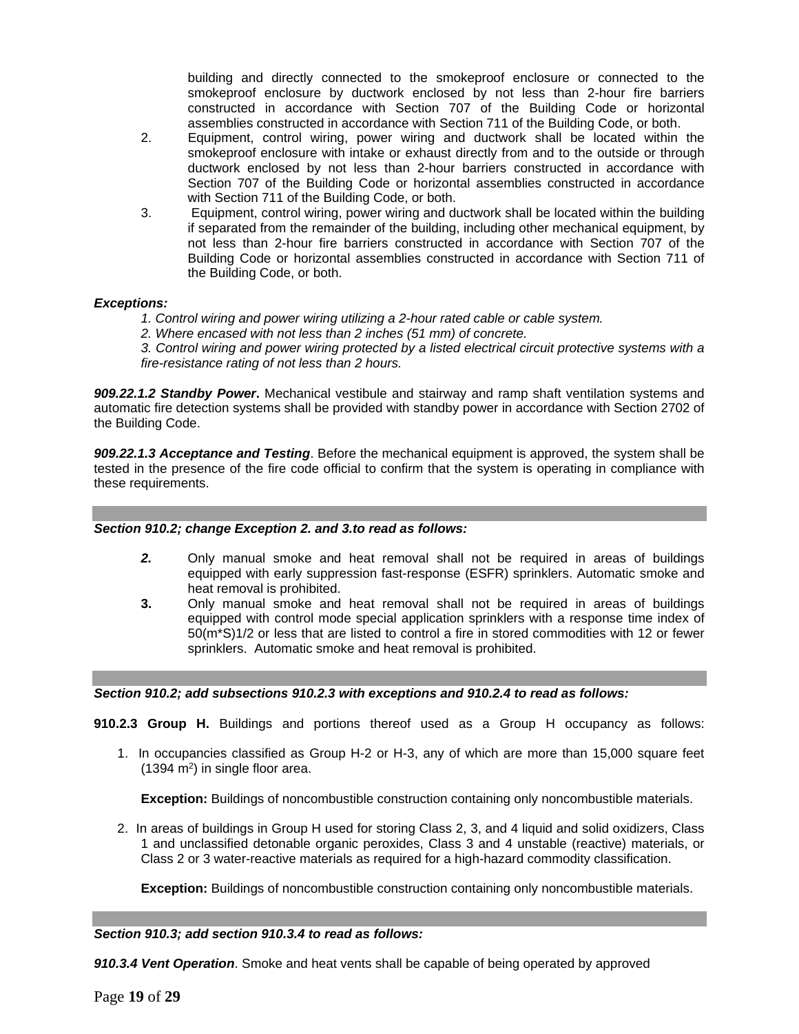building and directly connected to the smokeproof enclosure or connected to the smokeproof enclosure by ductwork enclosed by not less than 2-hour fire barriers constructed in accordance with Section 707 of the Building Code or horizontal assemblies constructed in accordance with Section 711 of the Building Code, or both.

2. Equipment, control wiring, power wiring and ductwork shall be located within the smokeproof enclosure with intake or exhaust directly from and to the outside or through ductwork enclosed by not less than 2-hour barriers constructed in accordance with Section 707 of the Building Code or horizontal assemblies constructed in accordance with Section 711 of the Building Code, or both.
3. Equipment, control wiring, power wiring and ductwork shall be located within the building if separated from the remainder of the building, including other mechanical equipment, by not less than 2-hour fire barriers constructed in accordance with Section 707 of the Building Code or horizontal assemblies constructed in accordance with Section 711 of the Building Code, or both.

***Exceptions:***

*1. Control wiring and power wiring utilizing a 2-hour rated cable or cable system.*

*2. Where encased with not less than 2 inches (51 mm) of concrete.*

*3. Control wiring and power wiring protected by a listed electrical circuit protective systems with a fire-resistance rating of not less than 2 hours.*

***909.22.1.2 Standby Power*.** Mechanical vestibule and stairway and ramp shaft ventilation systems and automatic fire detection systems shall be provided with standby power in accordance with Section 2702 of the Building Code.

***909.22.1.3 Acceptance and Testing***. Before the mechanical equipment is approved, the system shall be tested in the presence of the fire code official to confirm that the system is operating in compliance with these requirements.

***Section 910.2; change Exception 2. and 3.to read as follows:***

***2.*** Only manual smoke and heat removal shall not be required in areas of buildings equipped with early suppression fast-response (ESFR) sprinklers. Automatic smoke and heat removal is prohibited.

**3.** Only manual smoke and heat removal shall not be required in areas of buildings equipped with control mode special application sprinklers with a response time index of 50(m*S)1/2 or less that are listed to control a fire in stored commodities with 12 or fewer sprinklers. Automatic smoke and heat removal is prohibited.

***Section 910.2; add subsections 910.2.3 with exceptions and 910.2.4 to read as follows:***

**910.2.3 Group H.** Buildings and portions thereof used as a Group H occupancy as follows:

1. In occupancies classified as Group H-2 or H-3, any of which are more than 15,000 square feet (1394 $m^2$) in single floor area.

   **Exception:** Buildings of noncombustible construction containing only noncombustible materials.

2. In areas of buildings in Group H used for storing Class 2, 3, and 4 liquid and solid oxidizers, Class 1 and unclassified detonable organic peroxides, Class 3 and 4 unstable (reactive) materials, or Class 2 or 3 water-reactive materials as required for a high-hazard commodity classification.

   **Exception:** Buildings of noncombustible construction containing only noncombustible materials.

***Section 910.3; add section 910.3.4 to read as follows:***

***910.3.4 Vent Operation***. Smoke and heat vents shall be capable of being operated by approved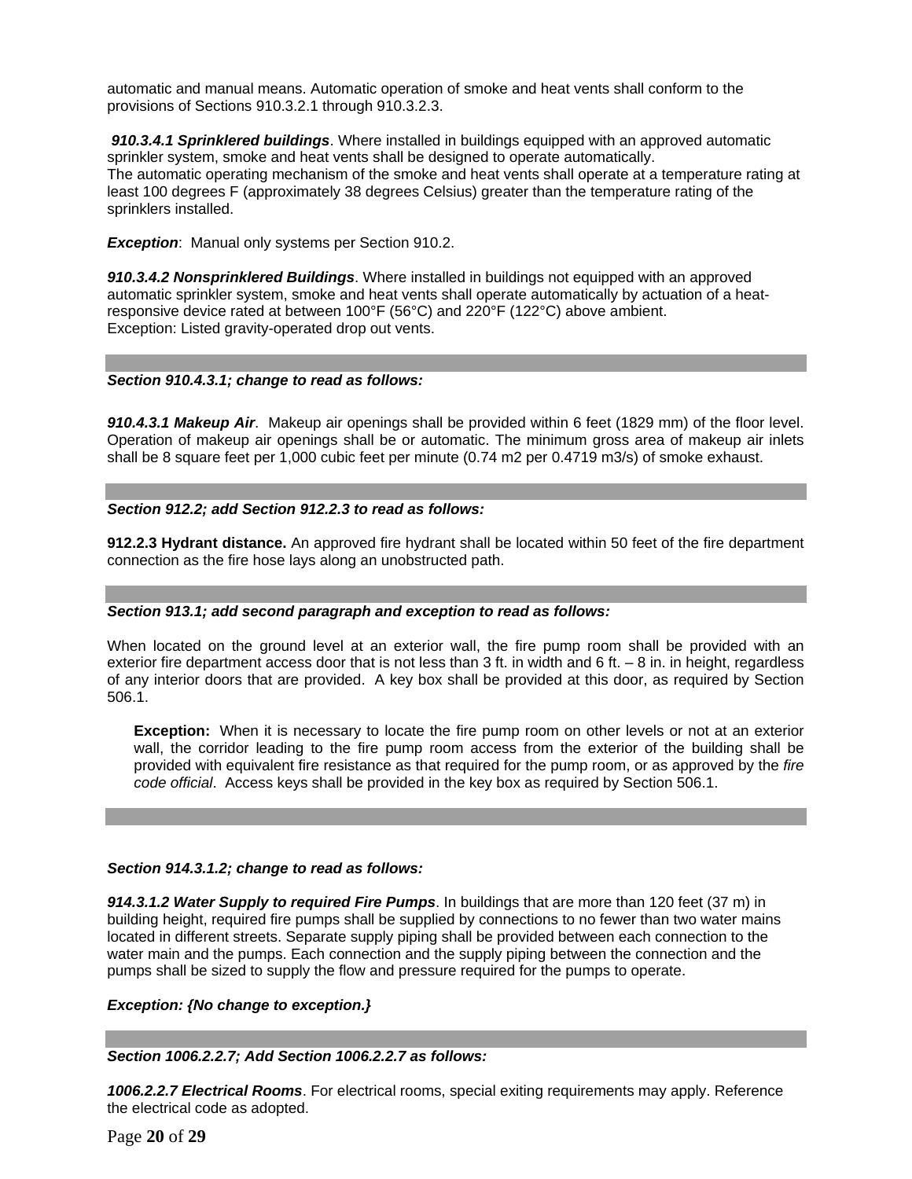automatic and manual means. Automatic operation of smoke and heat vents shall conform to the provisions of Sections 910.3.2.1 through 910.3.2.3.

***910.3.4.1 Sprinklered buildings***. Where installed in buildings equipped with an approved automatic sprinkler system, smoke and heat vents shall be designed to operate automatically.
The automatic operating mechanism of the smoke and heat vents shall operate at a temperature rating at least 100 degrees F (approximately 38 degrees Celsius) greater than the temperature rating of the sprinklers installed.

***Exception***: Manual only systems per Section 910.2.

***910.3.4.2 Nonsprinklered Buildings***. Where installed in buildings not equipped with an approved automatic sprinkler system, smoke and heat vents shall operate automatically by actuation of a heat-responsive device rated at between 100°F (56°C) and 220°F (122°C) above ambient.
Exception: Listed gravity-operated drop out vents.

---

***Section 910.4.3.1; change to read as follows:***

***910.4.3.1 Makeup Air***. Makeup air openings shall be provided within 6 feet (1829 mm) of the floor level. Operation of makeup air openings shall be or automatic. The minimum gross area of makeup air inlets shall be 8 square feet per 1,000 cubic feet per minute (0.74 m2 per 0.4719 m3/s) of smoke exhaust.

---

***Section 912.2; add Section 912.2.3 to read as follows:***

**912.2.3 Hydrant distance.** An approved fire hydrant shall be located within 50 feet of the fire department connection as the fire hose lays along an unobstructed path.

---

***Section 913.1; add second paragraph and exception to read as follows:***

When located on the ground level at an exterior wall, the fire pump room shall be provided with an exterior fire department access door that is not less than 3 ft. in width and 6 ft. – 8 in. in height, regardless of any interior doors that are provided. A key box shall be provided at this door, as required by Section 506.1.

> **Exception:** When it is necessary to locate the fire pump room on other levels or not at an exterior wall, the corridor leading to the fire pump room access from the exterior of the building shall be provided with equivalent fire resistance as that required for the pump room, or as approved by the *fire code official*. Access keys shall be provided in the key box as required by Section 506.1.

---

***Section 914.3.1.2; change to read as follows:***

***914.3.1.2 Water Supply to required Fire Pumps***. In buildings that are more than 120 feet (37 m) in building height, required fire pumps shall be supplied by connections to no fewer than two water mains located in different streets. Separate supply piping shall be provided between each connection to the water main and the pumps. Each connection and the supply piping between the connection and the pumps shall be sized to supply the flow and pressure required for the pumps to operate.

***Exception: {No change to exception.}***

---

***Section 1006.2.2.7; Add Section 1006.2.2.7 as follows:***

***1006.2.2.7 Electrical Rooms***. For electrical rooms, special exiting requirements may apply. Reference the electrical code as adopted.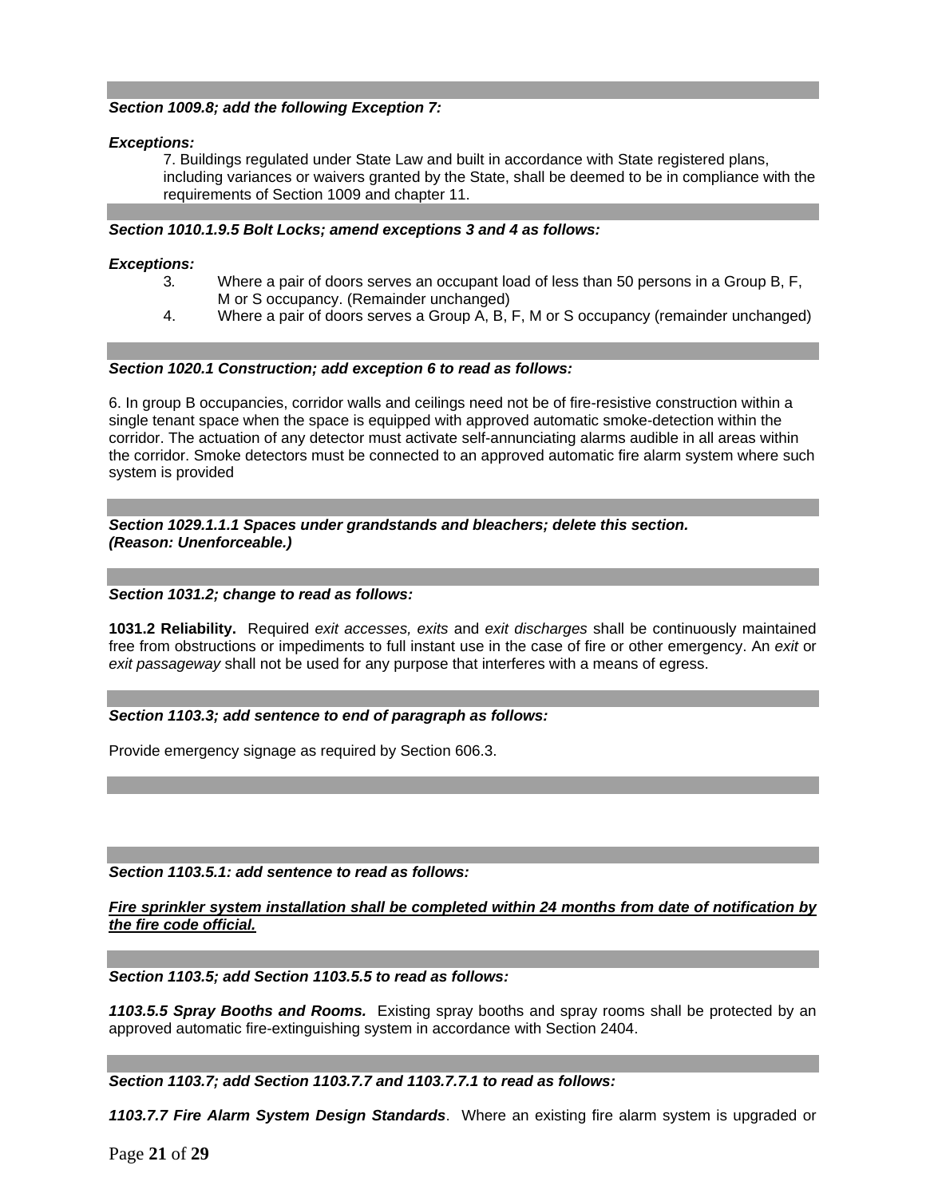***Section 1009.8; add the following Exception 7:***

***Exceptions:***

7. Buildings regulated under State Law and built in accordance with State registered plans, including variances or waivers granted by the State, shall be deemed to be in compliance with the requirements of Section 1009 and chapter 11.

***Section 1010.1.9.5 Bolt Locks; amend exceptions 3 and 4 as follows:***

***Exceptions:***

3. Where a pair of doors serves an occupant load of less than 50 persons in a Group B, F, M or S occupancy. (Remainder unchanged)
4. Where a pair of doors serves a Group A, B, F, M or S occupancy (remainder unchanged)

***Section 1020.1 Construction; add exception 6 to read as follows:***

6. In group B occupancies, corridor walls and ceilings need not be of fire-resistive construction within a single tenant space when the space is equipped with approved automatic smoke-detection within the corridor. The actuation of any detector must activate self-annunciating alarms audible in all areas within the corridor. Smoke detectors must be connected to an approved automatic fire alarm system where such system is provided

***Section 1029.1.1.1 Spaces under grandstands and bleachers; delete this section. (Reason: Unenforceable.)***

***Section 1031.2; change to read as follows:***

**1031.2 Reliability.** Required *exit accesses, exits* and *exit discharges* shall be continuously maintained free from obstructions or impediments to full instant use in the case of fire or other emergency. An *exit* or *exit passageway* shall not be used for any purpose that interferes with a means of egress.

***Section 1103.3; add sentence to end of paragraph as follows:***

Provide emergency signage as required by Section 606.3.

***Section 1103.5.1: add sentence to read as follows:***

***<u>Fire sprinkler system installation shall be completed within 24 months from date of notification by the fire code official.</u>***

***Section 1103.5; add Section 1103.5.5 to read as follows:***

***1103.5.5 Spray Booths and Rooms.*** Existing spray booths and spray rooms shall be protected by an approved automatic fire-extinguishing system in accordance with Section 2404.

***Section 1103.7; add Section 1103.7.7 and 1103.7.7.1 to read as follows:***

***1103.7.7 Fire Alarm System Design Standards***. Where an existing fire alarm system is upgraded or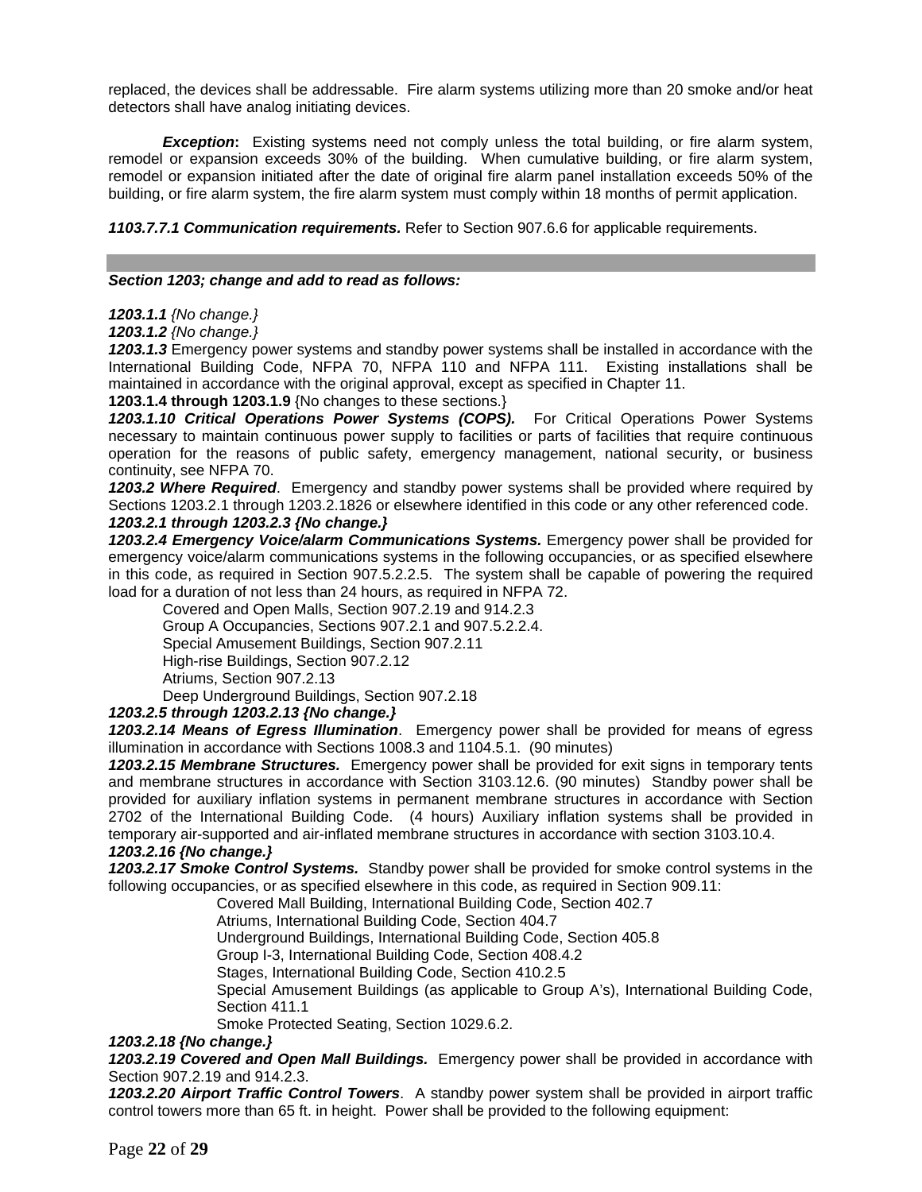replaced, the devices shall be addressable. Fire alarm systems utilizing more than 20 smoke and/or heat detectors shall have analog initiating devices.

***Exception*:** Existing systems need not comply unless the total building, or fire alarm system, remodel or expansion exceeds 30% of the building. When cumulative building, or fire alarm system, remodel or expansion initiated after the date of original fire alarm panel installation exceeds 50% of the building, or fire alarm system, the fire alarm system must comply within 18 months of permit application.

***1103.7.7.1 Communication requirements.*** Refer to Section 907.6.6 for applicable requirements.

---

***Section 1203; change and add to read as follows:***

***1203.1.1*** *{No change.}*
***1203.1.2*** *{No change.}*
***1203.1.3*** Emergency power systems and standby power systems shall be installed in accordance with the International Building Code, NFPA 70, NFPA 110 and NFPA 111. Existing installations shall be maintained in accordance with the original approval, except as specified in Chapter 11.
**1203.1.4 through 1203.1.9** {No changes to these sections.}
***1203.1.10 Critical Operations Power Systems (COPS).*** For Critical Operations Power Systems necessary to maintain continuous power supply to facilities or parts of facilities that require continuous operation for the reasons of public safety, emergency management, national security, or business continuity, see NFPA 70.
***1203.2 Where Required***. Emergency and standby power systems shall be provided where required by Sections 1203.2.1 through 1203.2.1826 or elsewhere identified in this code or any other referenced code.
***1203.2.1 through 1203.2.3 {No change.}***
***1203.2.4 Emergency Voice/alarm Communications Systems.*** Emergency power shall be provided for emergency voice/alarm communications systems in the following occupancies, or as specified elsewhere in this code, as required in Section 907.5.2.2.5. The system shall be capable of powering the required load for a duration of not less than 24 hours, as required in NFPA 72.

Covered and Open Malls, Section 907.2.19 and 914.2.3
Group A Occupancies, Sections 907.2.1 and 907.5.2.2.4.
Special Amusement Buildings, Section 907.2.11
High-rise Buildings, Section 907.2.12
Atriums, Section 907.2.13
Deep Underground Buildings, Section 907.2.18

***1203.2.5 through 1203.2.13 {No change.}***
***1203.2.14 Means of Egress Illumination***. Emergency power shall be provided for means of egress illumination in accordance with Sections 1008.3 and 1104.5.1. (90 minutes)
***1203.2.15 Membrane Structures.*** Emergency power shall be provided for exit signs in temporary tents and membrane structures in accordance with Section 3103.12.6. (90 minutes) Standby power shall be provided for auxiliary inflation systems in permanent membrane structures in accordance with Section 2702 of the International Building Code. (4 hours) Auxiliary inflation systems shall be provided in temporary air-supported and air-inflated membrane structures in accordance with section 3103.10.4.
***1203.2.16 {No change.}***
***1203.2.17 Smoke Control Systems.*** Standby power shall be provided for smoke control systems in the following occupancies, or as specified elsewhere in this code, as required in Section 909.11:

Covered Mall Building, International Building Code, Section 402.7
Atriums, International Building Code, Section 404.7
Underground Buildings, International Building Code, Section 405.8
Group I-3, International Building Code, Section 408.4.2
Stages, International Building Code, Section 410.2.5
Special Amusement Buildings (as applicable to Group A's), International Building Code, Section 411.1
Smoke Protected Seating, Section 1029.6.2.

***1203.2.18 {No change.}***
***1203.2.19 Covered and Open Mall Buildings.*** Emergency power shall be provided in accordance with Section 907.2.19 and 914.2.3.
***1203.2.20 Airport Traffic Control Towers***. A standby power system shall be provided in airport traffic control towers more than 65 ft. in height. Power shall be provided to the following equipment: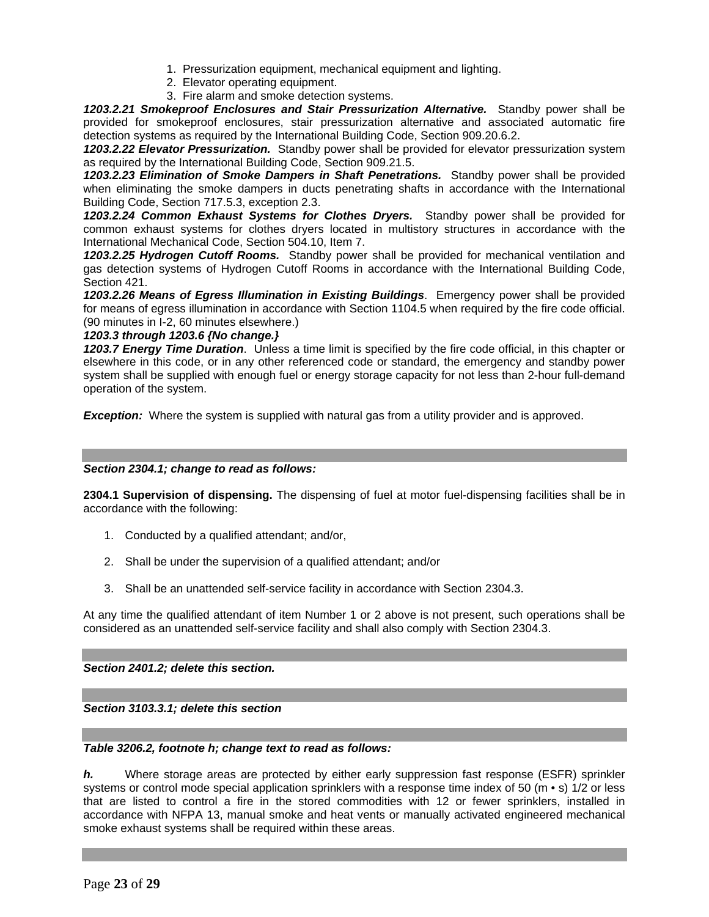1. Pressurization equipment, mechanical equipment and lighting.
2. Elevator operating equipment.
3. Fire alarm and smoke detection systems.

***1203.2.21 Smokeproof Enclosures and Stair Pressurization Alternative.*** Standby power shall be provided for smokeproof enclosures, stair pressurization alternative and associated automatic fire detection systems as required by the International Building Code, Section 909.20.6.2.

***1203.2.22 Elevator Pressurization.*** Standby power shall be provided for elevator pressurization system as required by the International Building Code, Section 909.21.5.

***1203.2.23 Elimination of Smoke Dampers in Shaft Penetrations.*** Standby power shall be provided when eliminating the smoke dampers in ducts penetrating shafts in accordance with the International Building Code, Section 717.5.3, exception 2.3.

***1203.2.24 Common Exhaust Systems for Clothes Dryers.*** Standby power shall be provided for common exhaust systems for clothes dryers located in multistory structures in accordance with the International Mechanical Code, Section 504.10, Item 7.

***1203.2.25 Hydrogen Cutoff Rooms.*** Standby power shall be provided for mechanical ventilation and gas detection systems of Hydrogen Cutoff Rooms in accordance with the International Building Code, Section 421.

***1203.2.26 Means of Egress Illumination in Existing Buildings***. Emergency power shall be provided for means of egress illumination in accordance with Section 1104.5 when required by the fire code official. (90 minutes in I-2, 60 minutes elsewhere.)

***1203.3 through 1203.6 {No change.}***

***1203.7 Energy Time Duration***. Unless a time limit is specified by the fire code official, in this chapter or elsewhere in this code, or in any other referenced code or standard, the emergency and standby power system shall be supplied with enough fuel or energy storage capacity for not less than 2-hour full-demand operation of the system.

***Exception:*** Where the system is supplied with natural gas from a utility provider and is approved.

---

***Section 2304.1; change to read as follows:***

**2304.1 Supervision of dispensing.** The dispensing of fuel at motor fuel-dispensing facilities shall be in accordance with the following:

1. Conducted by a qualified attendant; and/or,
2. Shall be under the supervision of a qualified attendant; and/or
3. Shall be an unattended self-service facility in accordance with Section 2304.3.

At any time the qualified attendant of item Number 1 or 2 above is not present, such operations shall be considered as an unattended self-service facility and shall also comply with Section 2304.3.

---

***Section 2401.2; delete this section.***

---

***Section 3103.3.1; delete this section***

---

***Table 3206.2, footnote h; change text to read as follows:***

***h.*** Where storage areas are protected by either early suppression fast response (ESFR) sprinkler systems or control mode special application sprinklers with a response time index of 50 (m • s) 1/2 or less that are listed to control a fire in the stored commodities with 12 or fewer sprinklers, installed in accordance with NFPA 13, manual smoke and heat vents or manually activated engineered mechanical smoke exhaust systems shall be required within these areas.

---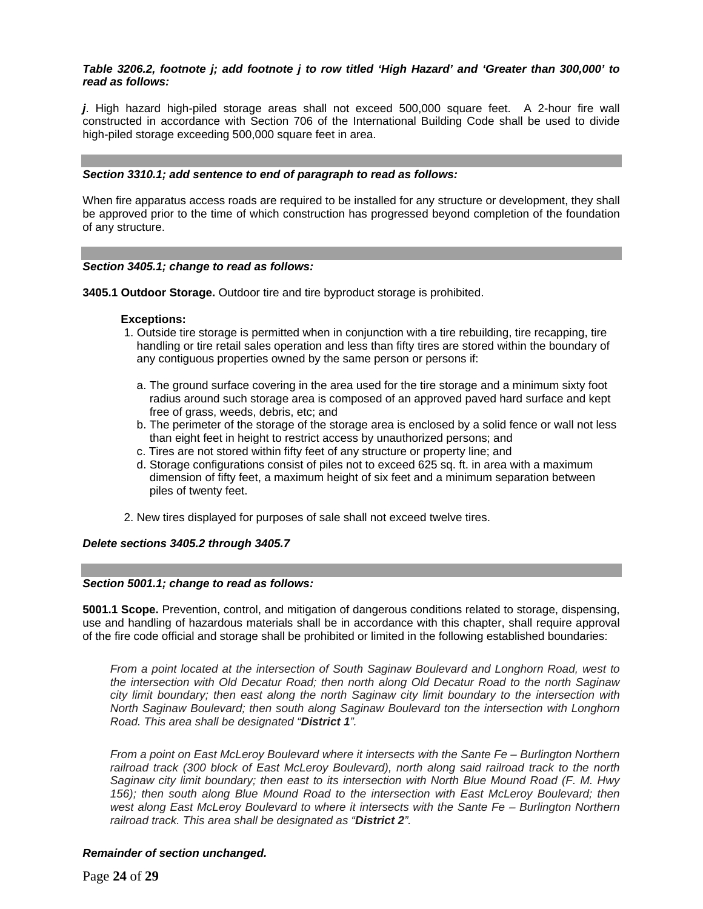***Table 3206.2, footnote j; add footnote j to row titled 'High Hazard' and 'Greater than 300,000' to read as follows:***

***j***. High hazard high-piled storage areas shall not exceed 500,000 square feet. A 2-hour fire wall constructed in accordance with Section 706 of the International Building Code shall be used to divide high-piled storage exceeding 500,000 square feet in area.

***Section 3310.1; add sentence to end of paragraph to read as follows:***

When fire apparatus access roads are required to be installed for any structure or development, they shall be approved prior to the time of which construction has progressed beyond completion of the foundation of any structure.

***Section 3405.1; change to read as follows:***

**3405.1 Outdoor Storage.** Outdoor tire and tire byproduct storage is prohibited.

**Exceptions:**

1. Outside tire storage is permitted when in conjunction with a tire rebuilding, tire recapping, tire handling or tire retail sales operation and less than fifty tires are stored within the boundary of any contiguous properties owned by the same person or persons if:

   a. The ground surface covering in the area used for the tire storage and a minimum sixty foot radius around such storage area is composed of an approved paved hard surface and kept free of grass, weeds, debris, etc; and
   b. The perimeter of the storage of the storage area is enclosed by a solid fence or wall not less than eight feet in height to restrict access by unauthorized persons; and
   c. Tires are not stored within fifty feet of any structure or property line; and
   d. Storage configurations consist of piles not to exceed 625 sq. ft. in area with a maximum dimension of fifty feet, a maximum height of six feet and a minimum separation between piles of twenty feet.

2. New tires displayed for purposes of sale shall not exceed twelve tires.

***Delete sections 3405.2 through 3405.7***

***Section 5001.1; change to read as follows:***

**5001.1 Scope.** Prevention, control, and mitigation of dangerous conditions related to storage, dispensing, use and handling of hazardous materials shall be in accordance with this chapter, shall require approval of the fire code official and storage shall be prohibited or limited in the following established boundaries:

*From a point located at the intersection of South Saginaw Boulevard and Longhorn Road, west to the intersection with Old Decatur Road; then north along Old Decatur Road to the north Saginaw city limit boundary; then east along the north Saginaw city limit boundary to the intersection with North Saginaw Boulevard; then south along Saginaw Boulevard ton the intersection with Longhorn Road. This area shall be designated "**District 1**".*

*From a point on East McLeroy Boulevard where it intersects with the Sante Fe – Burlington Northern railroad track (300 block of East McLeroy Boulevard), north along said railroad track to the north Saginaw city limit boundary; then east to its intersection with North Blue Mound Road (F. M. Hwy 156); then south along Blue Mound Road to the intersection with East McLeroy Boulevard; then west along East McLeroy Boulevard to where it intersects with the Sante Fe – Burlington Northern railroad track. This area shall be designated as "**District 2**".*

***Remainder of section unchanged.***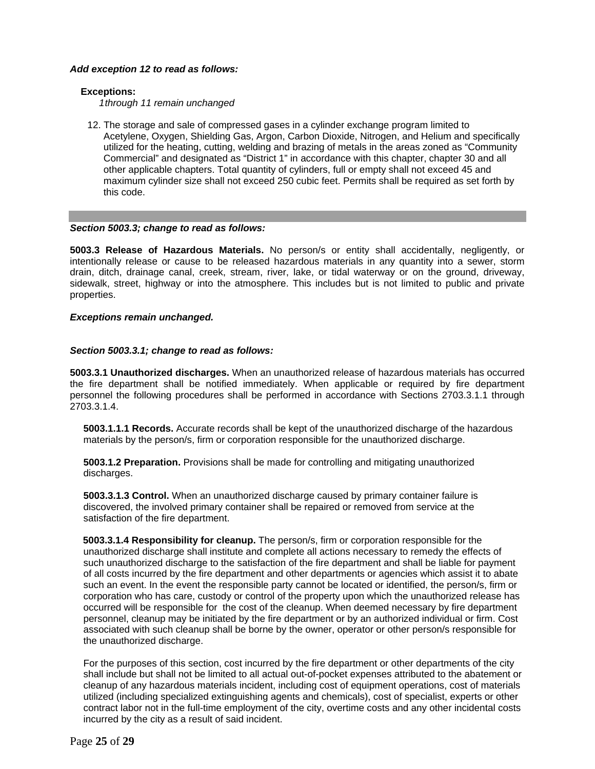***Add exception 12 to read as follows:***

**Exceptions:**

*1through 11 remain unchanged*

12. The storage and sale of compressed gases in a cylinder exchange program limited to Acetylene, Oxygen, Shielding Gas, Argon, Carbon Dioxide, Nitrogen, and Helium and specifically utilized for the heating, cutting, welding and brazing of metals in the areas zoned as “Community Commercial” and designated as “District 1” in accordance with this chapter, chapter 30 and all other applicable chapters. Total quantity of cylinders, full or empty shall not exceed 45 and maximum cylinder size shall not exceed 250 cubic feet. Permits shall be required as set forth by this code.

---

***Section 5003.3; change to read as follows:***

**5003.3 Release of Hazardous Materials.** No person/s or entity shall accidentally, negligently, or intentionally release or cause to be released hazardous materials in any quantity into a sewer, storm drain, ditch, drainage canal, creek, stream, river, lake, or tidal waterway or on the ground, driveway, sidewalk, street, highway or into the atmosphere. This includes but is not limited to public and private properties.

***Exceptions remain unchanged.***

***Section 5003.3.1; change to read as follows:***

**5003.3.1 Unauthorized discharges.** When an unauthorized release of hazardous materials has occurred the fire department shall be notified immediately. When applicable or required by fire department personnel the following procedures shall be performed in accordance with Sections 2703.3.1.1 through 2703.3.1.4.

**5003.1.1.1 Records.** Accurate records shall be kept of the unauthorized discharge of the hazardous materials by the person/s, firm or corporation responsible for the unauthorized discharge.

**5003.1.2 Preparation.** Provisions shall be made for controlling and mitigating unauthorized discharges.

**5003.3.1.3 Control.** When an unauthorized discharge caused by primary container failure is discovered, the involved primary container shall be repaired or removed from service at the satisfaction of the fire department.

**5003.3.1.4 Responsibility for cleanup.** The person/s, firm or corporation responsible for the unauthorized discharge shall institute and complete all actions necessary to remedy the effects of such unauthorized discharge to the satisfaction of the fire department and shall be liable for payment of all costs incurred by the fire department and other departments or agencies which assist it to abate such an event. In the event the responsible party cannot be located or identified, the person/s, firm or corporation who has care, custody or control of the property upon which the unauthorized release has occurred will be responsible for the cost of the cleanup. When deemed necessary by fire department personnel, cleanup may be initiated by the fire department or by an authorized individual or firm. Cost associated with such cleanup shall be borne by the owner, operator or other person/s responsible for the unauthorized discharge.

For the purposes of this section, cost incurred by the fire department or other departments of the city shall include but shall not be limited to all actual out-of-pocket expenses attributed to the abatement or cleanup of any hazardous materials incident, including cost of equipment operations, cost of materials utilized (including specialized extinguishing agents and chemicals), cost of specialist, experts or other contract labor not in the full-time employment of the city, overtime costs and any other incidental costs incurred by the city as a result of said incident.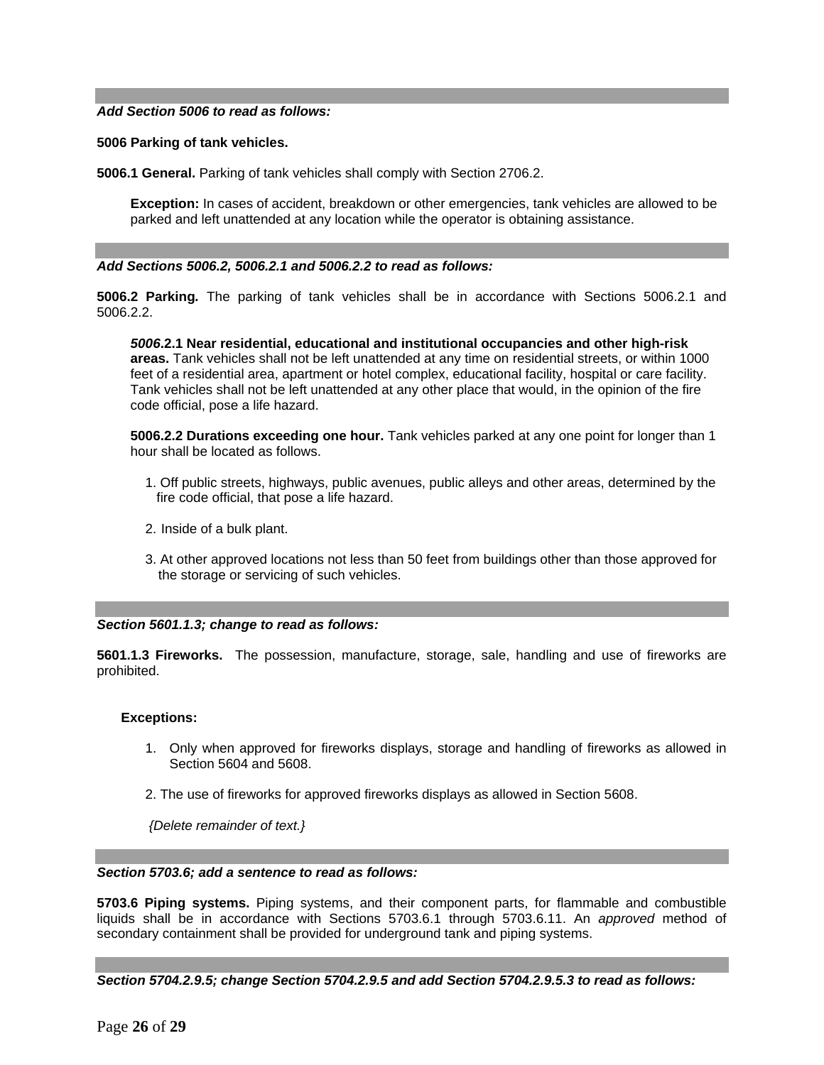***Add Section 5006 to read as follows:***

**5006 Parking of tank vehicles.**

**5006.1 General.** Parking of tank vehicles shall comply with Section 2706.2.

> **Exception:** In cases of accident, breakdown or other emergencies, tank vehicles are allowed to be parked and left unattended at any location while the operator is obtaining assistance.

***Add Sections 5006.2, 5006.2.1 and 5006.2.2 to read as follows:***

**5006.2 Parking.** The parking of tank vehicles shall be in accordance with Sections 5006.2.1 and 5006.2.2.

> ***5006*.2.1 Near residential, educational and institutional occupancies and other high-risk areas.** Tank vehicles shall not be left unattended at any time on residential streets, or within 1000 feet of a residential area, apartment or hotel complex, educational facility, hospital or care facility. Tank vehicles shall not be left unattended at any other place that would, in the opinion of the fire code official, pose a life hazard.
>
> **5006.2.2 Durations exceeding one hour.** Tank vehicles parked at any one point for longer than 1 hour shall be located as follows.
>
> 1. Off public streets, highways, public avenues, public alleys and other areas, determined by the fire code official, that pose a life hazard.
> 2. Inside of a bulk plant.
> 3. At other approved locations not less than 50 feet from buildings other than those approved for the storage or servicing of such vehicles.

***Section 5601.1.3; change to read as follows:***

**5601.1.3 Fireworks.** The possession, manufacture, storage, sale, handling and use of fireworks are prohibited.

**Exceptions:**

1. Only when approved for fireworks displays, storage and handling of fireworks as allowed in Section 5604 and 5608.
2. The use of fireworks for approved fireworks displays as allowed in Section 5608.

*{Delete remainder of text.}*

***Section 5703.6; add a sentence to read as follows:***

**5703.6 Piping systems.** Piping systems, and their component parts, for flammable and combustible liquids shall be in accordance with Sections 5703.6.1 through 5703.6.11. An *approved* method of secondary containment shall be provided for underground tank and piping systems.

***Section 5704.2.9.5; change Section 5704.2.9.5 and add Section 5704.2.9.5.3 to read as follows:***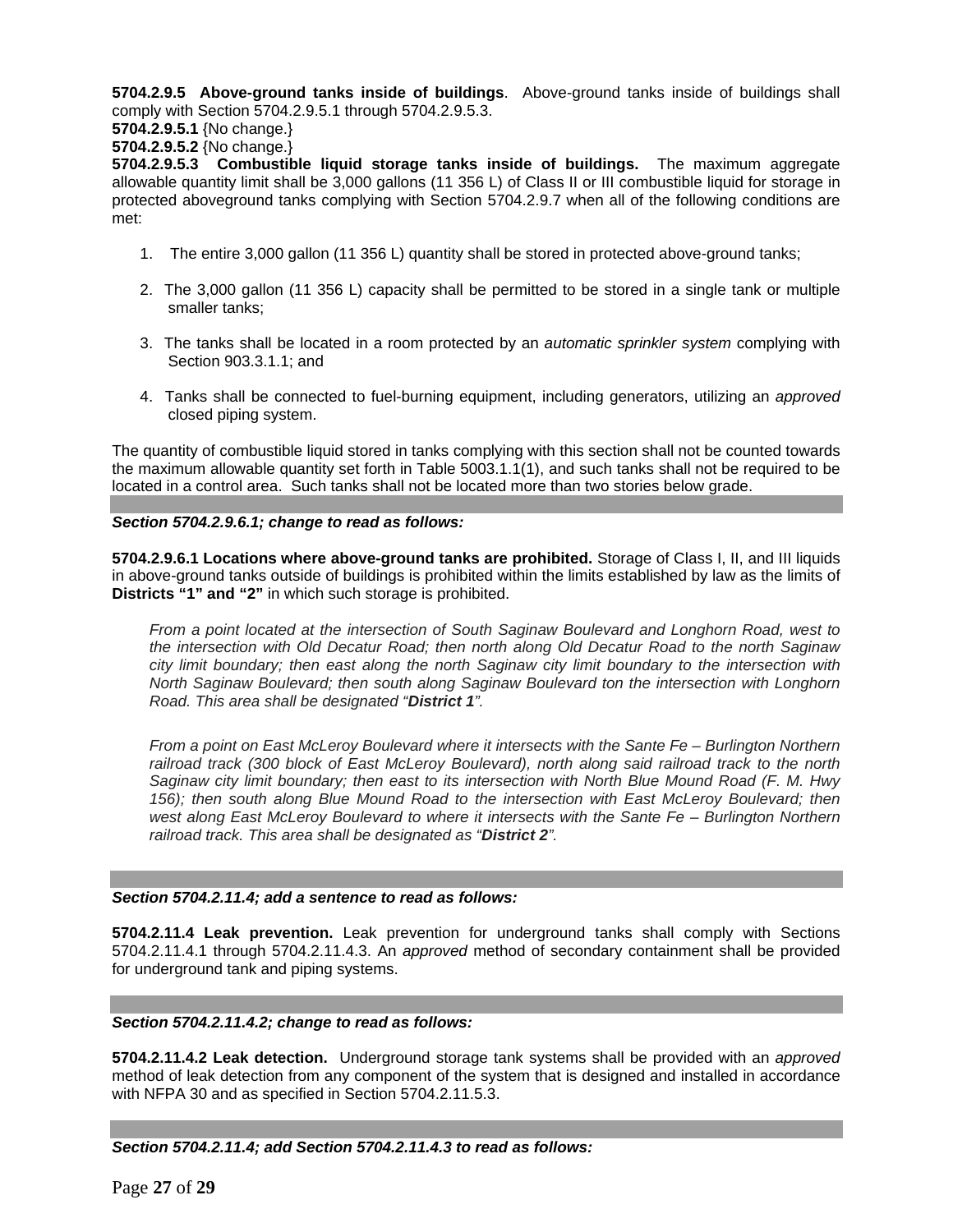**5704.2.9.5 Above-ground tanks inside of buildings**. Above-ground tanks inside of buildings shall comply with Section 5704.2.9.5.1 through 5704.2.9.5.3.

**5704.2.9.5.1** {No change.}

**5704.2.9.5.2** {No change.}

**5704.2.9.5.3 Combustible liquid storage tanks inside of buildings.** The maximum aggregate allowable quantity limit shall be 3,000 gallons (11 356 L) of Class II or III combustible liquid for storage in protected aboveground tanks complying with Section 5704.2.9.7 when all of the following conditions are met:

1. The entire 3,000 gallon (11 356 L) quantity shall be stored in protected above-ground tanks;
2. The 3,000 gallon (11 356 L) capacity shall be permitted to be stored in a single tank or multiple smaller tanks;
3. The tanks shall be located in a room protected by an *automatic sprinkler system* complying with Section 903.3.1.1; and
4. Tanks shall be connected to fuel-burning equipment, including generators, utilizing an *approved* closed piping system.

The quantity of combustible liquid stored in tanks complying with this section shall not be counted towards the maximum allowable quantity set forth in Table 5003.1.1(1), and such tanks shall not be required to be located in a control area. Such tanks shall not be located more than two stories below grade.

***Section 5704.2.9.6.1; change to read as follows:***

**5704.2.9.6.1 Locations where above-ground tanks are prohibited.** Storage of Class I, II, and III liquids in above-ground tanks outside of buildings is prohibited within the limits established by law as the limits of **Districts "1" and "2"** in which such storage is prohibited.

*From a point located at the intersection of South Saginaw Boulevard and Longhorn Road, west to the intersection with Old Decatur Road; then north along Old Decatur Road to the north Saginaw city limit boundary; then east along the north Saginaw city limit boundary to the intersection with North Saginaw Boulevard; then south along Saginaw Boulevard ton the intersection with Longhorn Road. This area shall be designated "**District 1**".*

*From a point on East McLeroy Boulevard where it intersects with the Sante Fe – Burlington Northern railroad track (300 block of East McLeroy Boulevard), north along said railroad track to the north Saginaw city limit boundary; then east to its intersection with North Blue Mound Road (F. M. Hwy 156); then south along Blue Mound Road to the intersection with East McLeroy Boulevard; then west along East McLeroy Boulevard to where it intersects with the Sante Fe – Burlington Northern railroad track. This area shall be designated as "**District 2**".*

***Section 5704.2.11.4; add a sentence to read as follows:***

**5704.2.11.4 Leak prevention.** Leak prevention for underground tanks shall comply with Sections 5704.2.11.4.1 through 5704.2.11.4.3. An *approved* method of secondary containment shall be provided for underground tank and piping systems.

***Section 5704.2.11.4.2; change to read as follows:***

**5704.2.11.4.2 Leak detection.** Underground storage tank systems shall be provided with an *approved* method of leak detection from any component of the system that is designed and installed in accordance with NFPA 30 and as specified in Section 5704.2.11.5.3.

***Section 5704.2.11.4; add Section 5704.2.11.4.3 to read as follows:***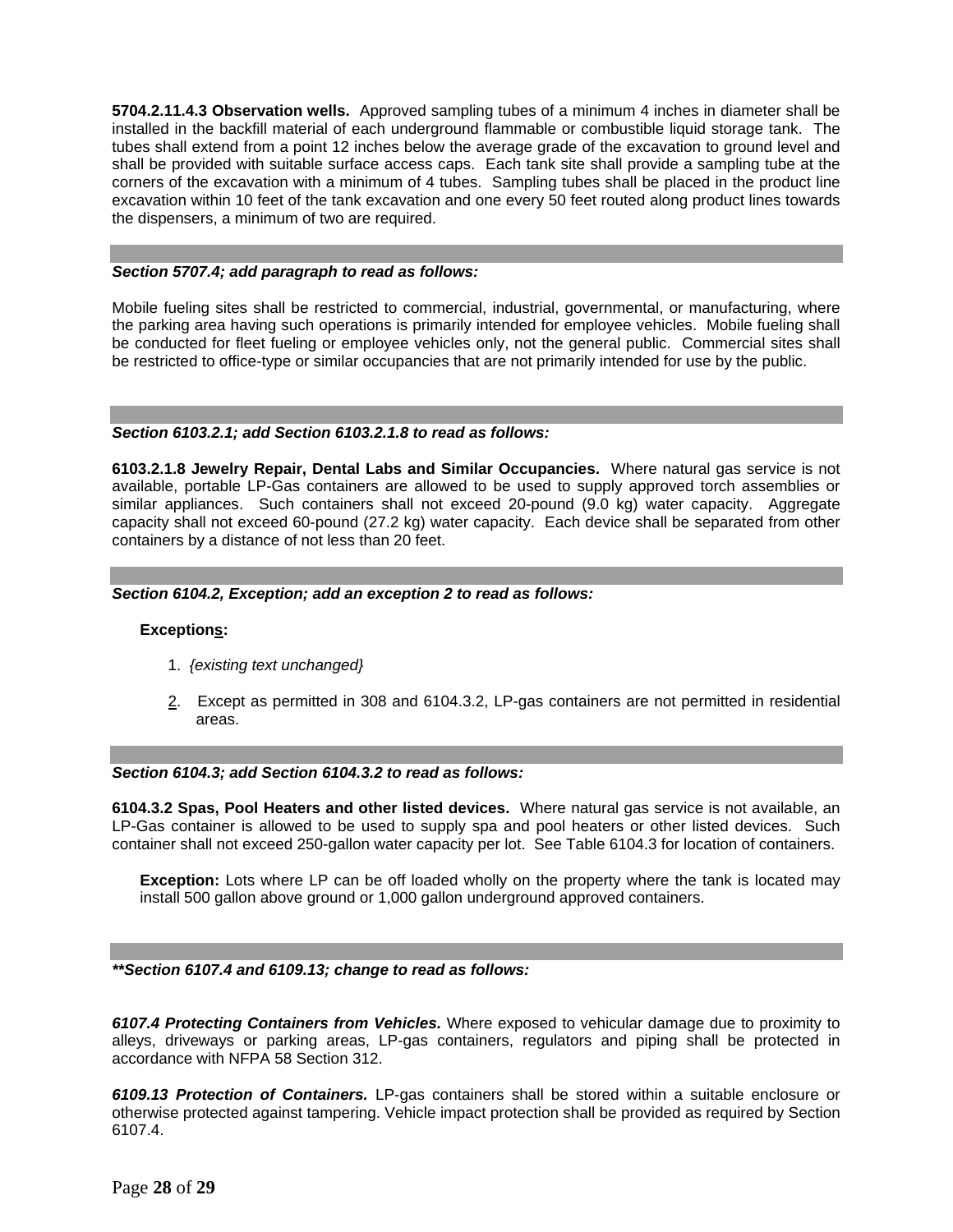**5704.2.11.4.3 Observation wells.** Approved sampling tubes of a minimum 4 inches in diameter shall be installed in the backfill material of each underground flammable or combustible liquid storage tank. The tubes shall extend from a point 12 inches below the average grade of the excavation to ground level and shall be provided with suitable surface access caps. Each tank site shall provide a sampling tube at the corners of the excavation with a minimum of 4 tubes. Sampling tubes shall be placed in the product line excavation within 10 feet of the tank excavation and one every 50 feet routed along product lines towards the dispensers, a minimum of two are required.

---

***Section 5707.4; add paragraph to read as follows:***

Mobile fueling sites shall be restricted to commercial, industrial, governmental, or manufacturing, where the parking area having such operations is primarily intended for employee vehicles. Mobile fueling shall be conducted for fleet fueling or employee vehicles only, not the general public. Commercial sites shall be restricted to office-type or similar occupancies that are not primarily intended for use by the public.

---

***Section 6103.2.1; add Section 6103.2.1.8 to read as follows:***

**6103.2.1.8 Jewelry Repair, Dental Labs and Similar Occupancies.** Where natural gas service is not available, portable LP-Gas containers are allowed to be used to supply approved torch assemblies or similar appliances. Such containers shall not exceed 20-pound (9.0 kg) water capacity. Aggregate capacity shall not exceed 60-pound (27.2 kg) water capacity. Each device shall be separated from other containers by a distance of not less than 20 feet.

---

***Section 6104.2, Exception; add an exception 2 to read as follows:***

**Exceptions:**

1. *{existing text unchanged}*
2. Except as permitted in 308 and 6104.3.2, LP-gas containers are not permitted in residential areas.

---

***Section 6104.3; add Section 6104.3.2 to read as follows:***

**6104.3.2 Spas, Pool Heaters and other listed devices.** Where natural gas service is not available, an LP-Gas container is allowed to be used to supply spa and pool heaters or other listed devices. Such container shall not exceed 250-gallon water capacity per lot. See Table 6104.3 for location of containers.

> **Exception:** Lots where LP can be off loaded wholly on the property where the tank is located may install 500 gallon above ground or 1,000 gallon underground approved containers.

---

***\*\*Section 6107.4 and 6109.13; change to read as follows:***

***6107.4 Protecting Containers from Vehicles.*** Where exposed to vehicular damage due to proximity to alleys, driveways or parking areas, LP-gas containers, regulators and piping shall be protected in accordance with NFPA 58 Section 312.

***6109.13 Protection of Containers.*** LP-gas containers shall be stored within a suitable enclosure or otherwise protected against tampering. Vehicle impact protection shall be provided as required by Section 6107.4.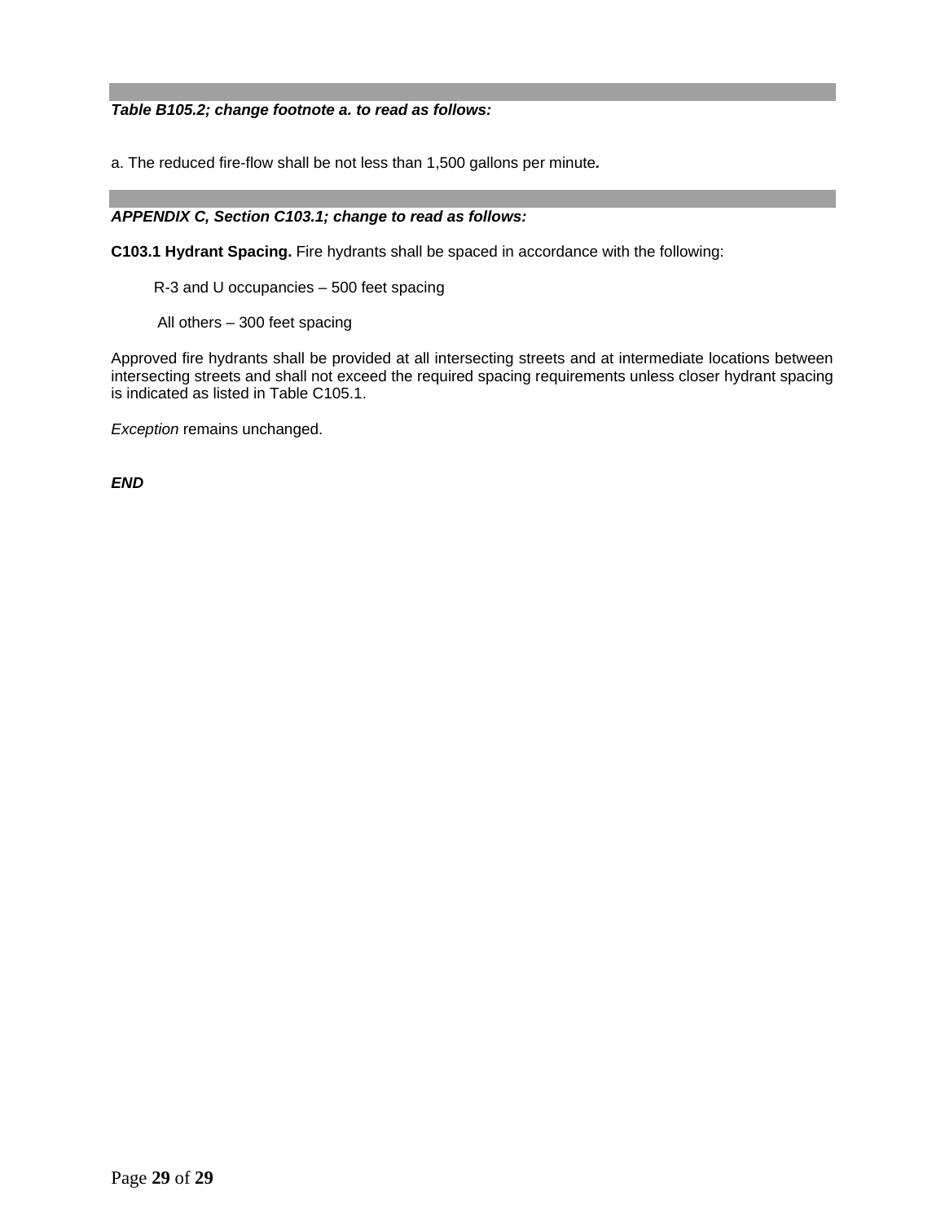***Table B105.2; change footnote a. to read as follows:***

a. The reduced fire-flow shall be not less than 1,500 gallons per minute**.**

***APPENDIX C, Section C103.1; change to read as follows:***

**C103.1 Hydrant Spacing.** Fire hydrants shall be spaced in accordance with the following:

R-3 and U occupancies – 500 feet spacing

All others – 300 feet spacing

Approved fire hydrants shall be provided at all intersecting streets and at intermediate locations between intersecting streets and shall not exceed the required spacing requirements unless closer hydrant spacing is indicated as listed in Table C105.1.

*Exception* remains unchanged.

***END***